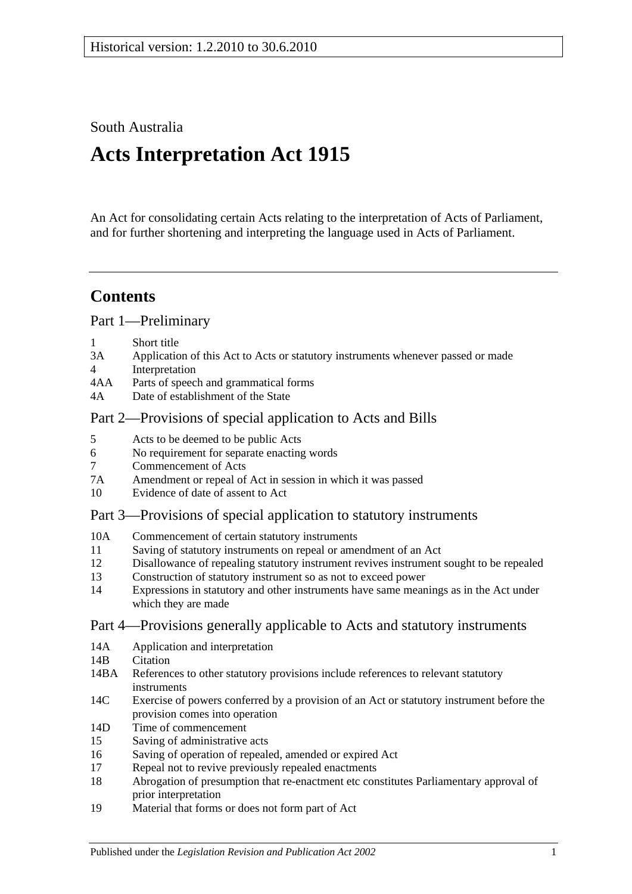Historical version: 1.2.2010 to 30.6.2010

South Australia

# Acts Interpretation Act 1915

An Act for consolidating certain Acts relating to the interpretation of Acts of Parliament, and for further shortening and interpreting the language used in Acts of Parliament.

## Contents

### Part 1—Preliminary

1 Short title
3A Application of this Act to Acts or statutory instruments whenever passed or made
4 Interpretation
4AA Parts of speech and grammatical forms
4A Date of establishment of the State

### Part 2—Provisions of special application to Acts and Bills

5 Acts to be deemed to be public Acts
6 No requirement for separate enacting words
7 Commencement of Acts
7A Amendment or repeal of Act in session in which it was passed
10 Evidence of date of assent to Act

### Part 3—Provisions of special application to statutory instruments

10A Commencement of certain statutory instruments
11 Saving of statutory instruments on repeal or amendment of an Act
12 Disallowance of repealing statutory instrument revives instrument sought to be repealed
13 Construction of statutory instrument so as not to exceed power
14 Expressions in statutory and other instruments have same meanings as in the Act under which they are made

### Part 4—Provisions generally applicable to Acts and statutory instruments

14A Application and interpretation
14B Citation
14BA References to other statutory provisions include references to relevant statutory instruments
14C Exercise of powers conferred by a provision of an Act or statutory instrument before the provision comes into operation
14D Time of commencement
15 Saving of administrative acts
16 Saving of operation of repealed, amended or expired Act
17 Repeal not to revive previously repealed enactments
18 Abrogation of presumption that re-enactment etc constitutes Parliamentary approval of prior interpretation
19 Material that forms or does not form part of Act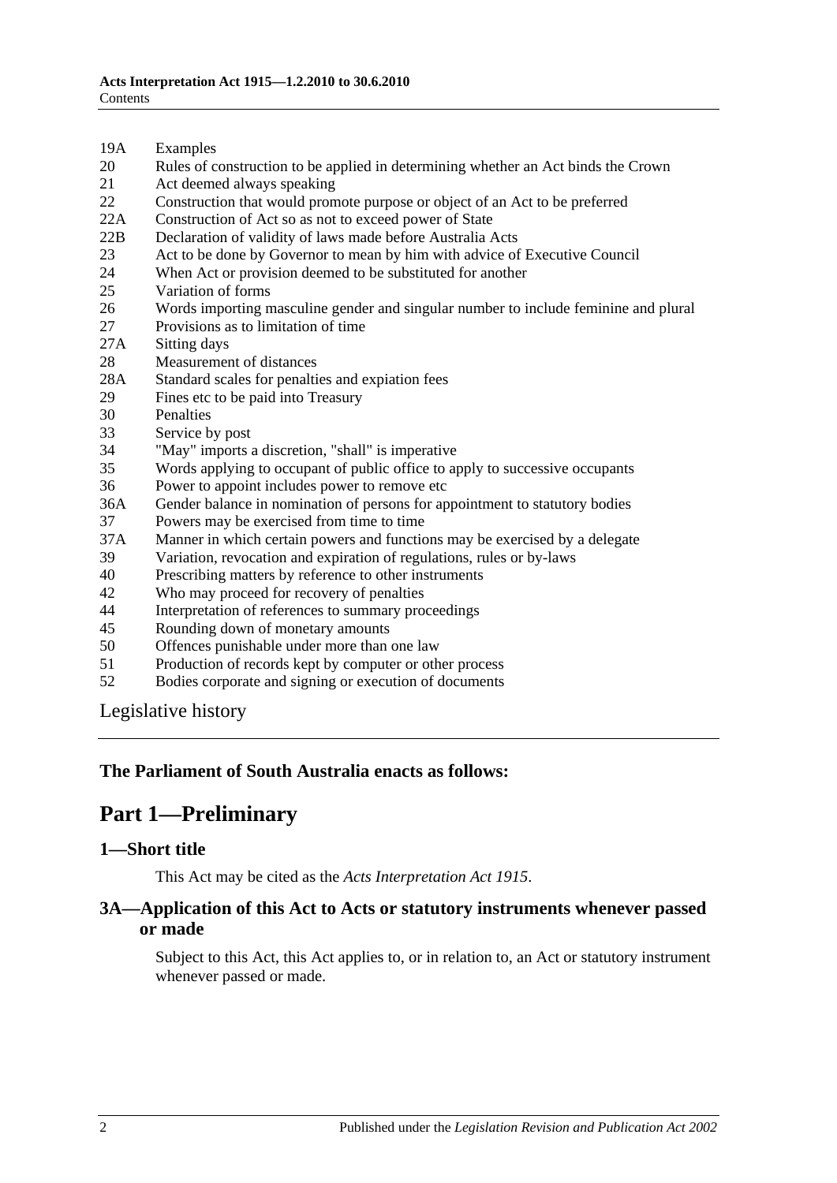19A Examples
20 Rules of construction to be applied in determining whether an Act binds the Crown
21 Act deemed always speaking
22 Construction that would promote purpose or object of an Act to be preferred
22A Construction of Act so as not to exceed power of State
22B Declaration of validity of laws made before Australia Acts
23 Act to be done by Governor to mean by him with advice of Executive Council
24 When Act or provision deemed to be substituted for another
25 Variation of forms
26 Words importing masculine gender and singular number to include feminine and plural
27 Provisions as to limitation of time
27A Sitting days
28 Measurement of distances
28A Standard scales for penalties and expiation fees
29 Fines etc to be paid into Treasury
30 Penalties
33 Service by post
34 "May" imports a discretion, "shall" is imperative
35 Words applying to occupant of public office to apply to successive occupants
36 Power to appoint includes power to remove etc
36A Gender balance in nomination of persons for appointment to statutory bodies
37 Powers may be exercised from time to time
37A Manner in which certain powers and functions may be exercised by a delegate
39 Variation, revocation and expiration of regulations, rules or by-laws
40 Prescribing matters by reference to other instruments
42 Who may proceed for recovery of penalties
44 Interpretation of references to summary proceedings
45 Rounding down of monetary amounts
50 Offences punishable under more than one law
51 Production of records kept by computer or other process
52 Bodies corporate and signing or execution of documents

Legislative history

**The Parliament of South Australia enacts as follows:**

# Part 1—Preliminary

## 1—Short title

This Act may be cited as the *Acts Interpretation Act 1915*.

## 3A—Application of this Act to Acts or statutory instruments whenever passed or made

Subject to this Act, this Act applies to, or in relation to, an Act or statutory instrument whenever passed or made.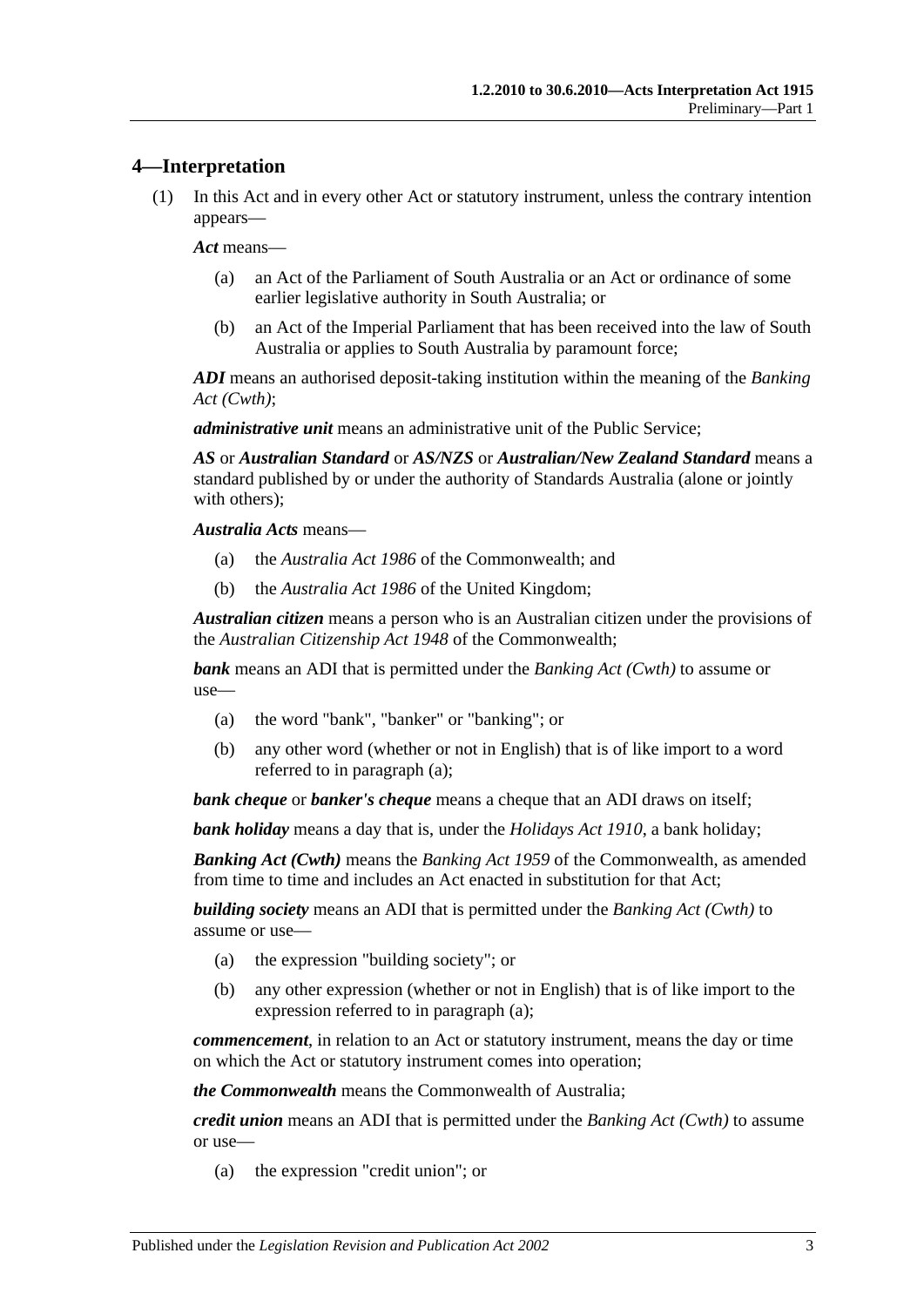## 4—Interpretation

(1) In this Act and in every other Act or statutory instrument, unless the contrary intention appears—

***Act*** means—

(a) an Act of the Parliament of South Australia or an Act or ordinance of some earlier legislative authority in South Australia; or

(b) an Act of the Imperial Parliament that has been received into the law of South Australia or applies to South Australia by paramount force;

***ADI*** means an authorised deposit-taking institution within the meaning of the *Banking Act (Cwth)*;

***administrative unit*** means an administrative unit of the Public Service;

***AS*** or ***Australian Standard*** or ***AS/NZS*** or ***Australian/New Zealand Standard*** means a standard published by or under the authority of Standards Australia (alone or jointly with others);

***Australia Acts*** means—

(a) the *Australia Act 1986* of the Commonwealth; and

(b) the *Australia Act 1986* of the United Kingdom;

***Australian citizen*** means a person who is an Australian citizen under the provisions of the *Australian Citizenship Act 1948* of the Commonwealth;

***bank*** means an ADI that is permitted under the *Banking Act (Cwth)* to assume or use—

(a) the word "bank", "banker" or "banking"; or

(b) any other word (whether or not in English) that is of like import to a word referred to in paragraph (a);

***bank cheque*** or ***banker's cheque*** means a cheque that an ADI draws on itself;

***bank holiday*** means a day that is, under the *Holidays Act 1910*, a bank holiday;

***Banking Act (Cwth)*** means the *Banking Act 1959* of the Commonwealth, as amended from time to time and includes an Act enacted in substitution for that Act;

***building society*** means an ADI that is permitted under the *Banking Act (Cwth)* to assume or use—

(a) the expression "building society"; or

(b) any other expression (whether or not in English) that is of like import to the expression referred to in paragraph (a);

***commencement***, in relation to an Act or statutory instrument, means the day or time on which the Act or statutory instrument comes into operation;

***the Commonwealth*** means the Commonwealth of Australia;

***credit union*** means an ADI that is permitted under the *Banking Act (Cwth)* to assume or use—

(a) the expression "credit union"; or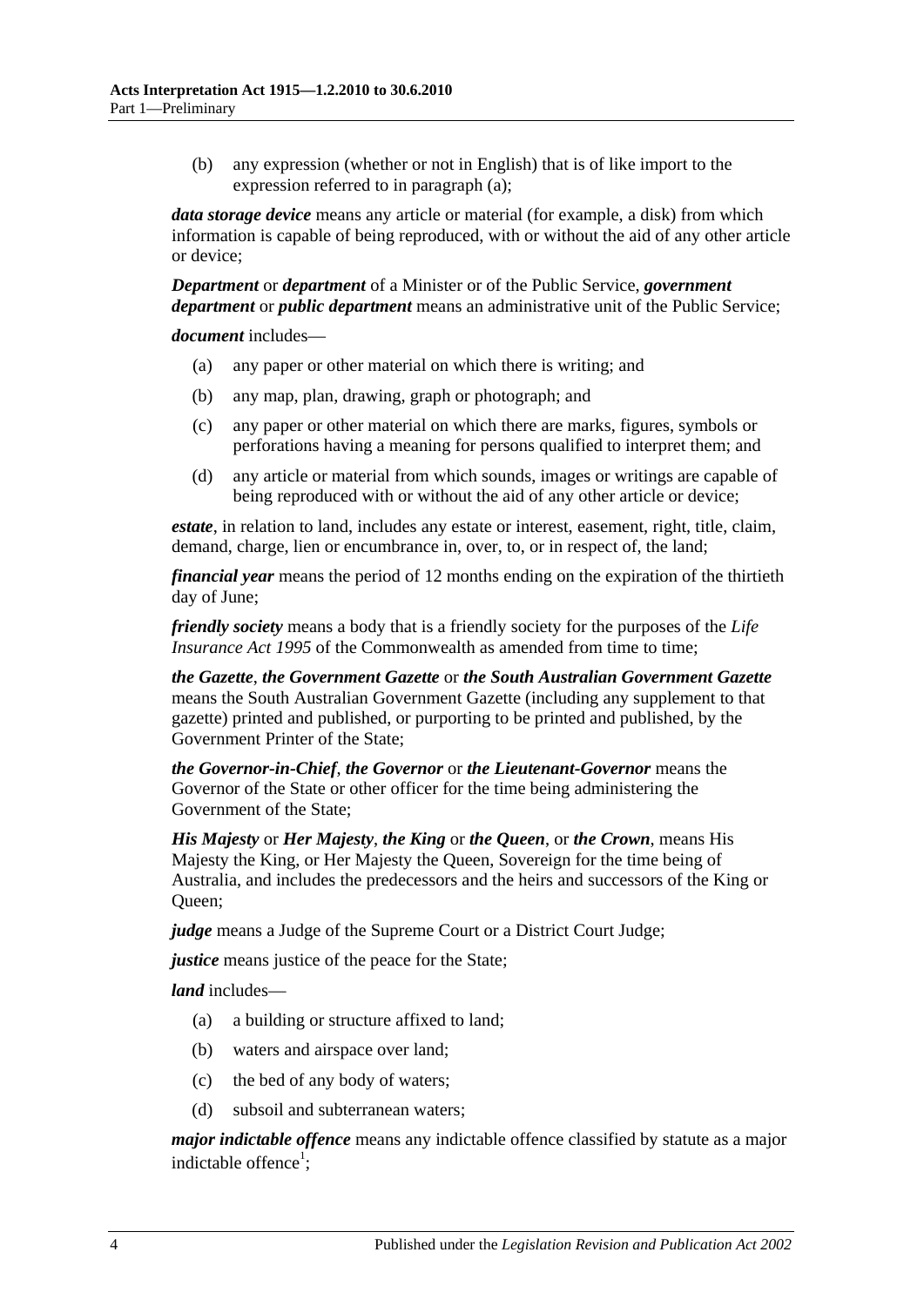(b) any expression (whether or not in English) that is of like import to the expression referred to in paragraph (a);

***data storage device*** means any article or material (for example, a disk) from which information is capable of being reproduced, with or without the aid of any other article or device;

***Department*** or ***department*** of a Minister or of the Public Service, ***government department*** or ***public department*** means an administrative unit of the Public Service;

***document*** includes—

(a) any paper or other material on which there is writing; and

(b) any map, plan, drawing, graph or photograph; and

(c) any paper or other material on which there are marks, figures, symbols or perforations having a meaning for persons qualified to interpret them; and

(d) any article or material from which sounds, images or writings are capable of being reproduced with or without the aid of any other article or device;

***estate***, in relation to land, includes any estate or interest, easement, right, title, claim, demand, charge, lien or encumbrance in, over, to, or in respect of, the land;

***financial year*** means the period of 12 months ending on the expiration of the thirtieth day of June;

***friendly society*** means a body that is a friendly society for the purposes of the *Life Insurance Act 1995* of the Commonwealth as amended from time to time;

***the Gazette***, ***the Government Gazette*** or ***the South Australian Government Gazette*** means the South Australian Government Gazette (including any supplement to that gazette) printed and published, or purporting to be printed and published, by the Government Printer of the State;

***the Governor-in-Chief***, ***the Governor*** or ***the Lieutenant-Governor*** means the Governor of the State or other officer for the time being administering the Government of the State;

***His Majesty*** or ***Her Majesty***, ***the King*** or ***the Queen***, or ***the Crown***, means His Majesty the King, or Her Majesty the Queen, Sovereign for the time being of Australia, and includes the predecessors and the heirs and successors of the King or Queen;

***judge*** means a Judge of the Supreme Court or a District Court Judge;

***justice*** means justice of the peace for the State;

***land*** includes—

(a) a building or structure affixed to land;

(b) waters and airspace over land;

(c) the bed of any body of waters;

(d) subsoil and subterranean waters;

***major indictable offence*** means any indictable offence classified by statute as a major indictable offence[1];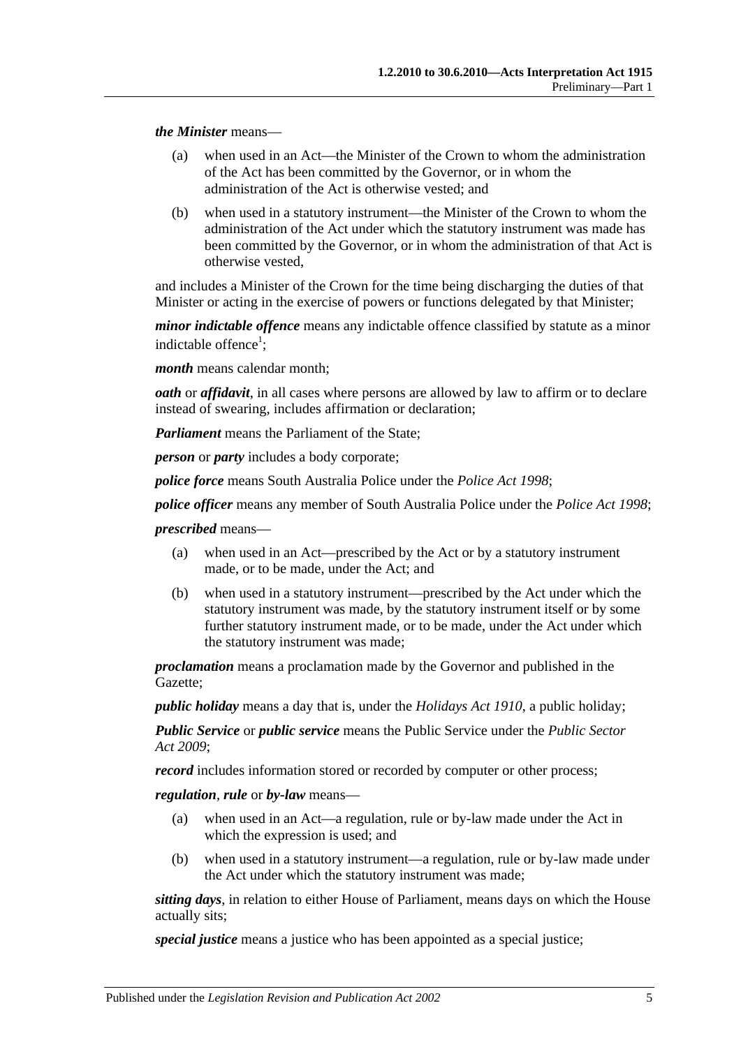***the Minister*** means—

(a) when used in an Act—the Minister of the Crown to whom the administration of the Act has been committed by the Governor, or in whom the administration of the Act is otherwise vested; and

(b) when used in a statutory instrument—the Minister of the Crown to whom the administration of the Act under which the statutory instrument was made has been committed by the Governor, or in whom the administration of that Act is otherwise vested,

and includes a Minister of the Crown for the time being discharging the duties of that Minister or acting in the exercise of powers or functions delegated by that Minister;

***minor indictable offence*** means any indictable offence classified by statute as a minor indictable offence[1];

***month*** means calendar month;

***oath*** or ***affidavit***, in all cases where persons are allowed by law to affirm or to declare instead of swearing, includes affirmation or declaration;

***Parliament*** means the Parliament of the State;

***person*** or ***party*** includes a body corporate;

***police force*** means South Australia Police under the *Police Act 1998*;

***police officer*** means any member of South Australia Police under the *Police Act 1998*;

***prescribed*** means—

(a) when used in an Act—prescribed by the Act or by a statutory instrument made, or to be made, under the Act; and

(b) when used in a statutory instrument—prescribed by the Act under which the statutory instrument was made, by the statutory instrument itself or by some further statutory instrument made, or to be made, under the Act under which the statutory instrument was made;

***proclamation*** means a proclamation made by the Governor and published in the Gazette;

***public holiday*** means a day that is, under the *Holidays Act 1910*, a public holiday;

***Public Service*** or ***public service*** means the Public Service under the *Public Sector Act 2009*;

***record*** includes information stored or recorded by computer or other process;

***regulation***, ***rule*** or ***by-law*** means—

(a) when used in an Act—a regulation, rule or by-law made under the Act in which the expression is used; and

(b) when used in a statutory instrument—a regulation, rule or by-law made under the Act under which the statutory instrument was made;

***sitting days***, in relation to either House of Parliament, means days on which the House actually sits;

***special justice*** means a justice who has been appointed as a special justice;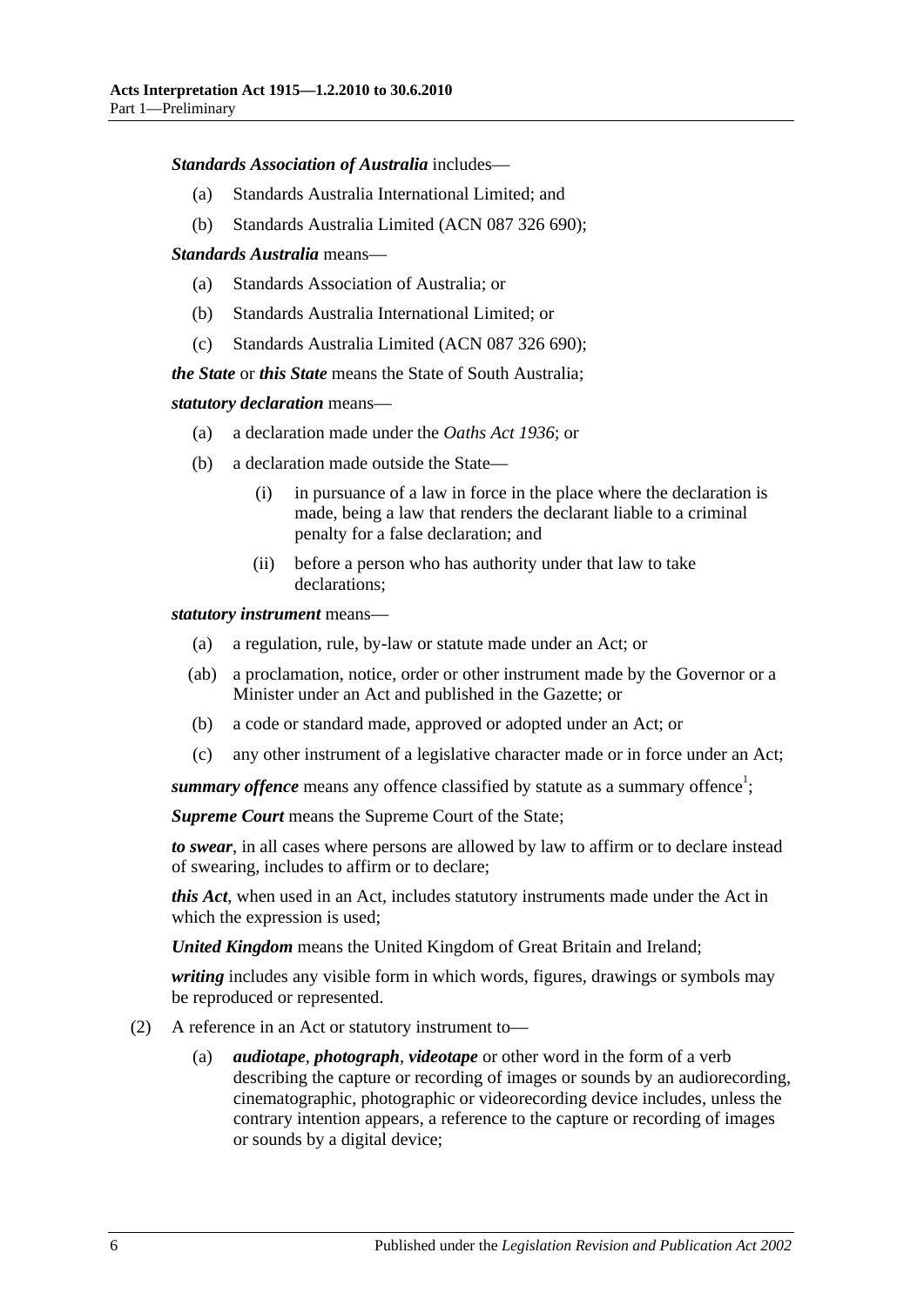***Standards Association of Australia*** includes—

(a) Standards Australia International Limited; and

(b) Standards Australia Limited (ACN 087 326 690);

***Standards Australia*** means—

(a) Standards Association of Australia; or

(b) Standards Australia International Limited; or

(c) Standards Australia Limited (ACN 087 326 690);

***the State*** or ***this State*** means the State of South Australia;

***statutory declaration*** means—

(a) a declaration made under the *Oaths Act 1936*; or

(b) a declaration made outside the State—

(i) in pursuance of a law in force in the place where the declaration is made, being a law that renders the declarant liable to a criminal penalty for a false declaration; and

(ii) before a person who has authority under that law to take declarations;

***statutory instrument*** means—

(a) a regulation, rule, by-law or statute made under an Act; or

(ab) a proclamation, notice, order or other instrument made by the Governor or a Minister under an Act and published in the Gazette; or

(b) a code or standard made, approved or adopted under an Act; or

(c) any other instrument of a legislative character made or in force under an Act;

***summary offence*** means any offence classified by statute as a summary offence[1];

***Supreme Court*** means the Supreme Court of the State;

***to swear***, in all cases where persons are allowed by law to affirm or to declare instead of swearing, includes to affirm or to declare;

***this Act***, when used in an Act, includes statutory instruments made under the Act in which the expression is used;

***United Kingdom*** means the United Kingdom of Great Britain and Ireland;

***writing*** includes any visible form in which words, figures, drawings or symbols may be reproduced or represented.

(2) A reference in an Act or statutory instrument to—

(a) ***audiotape***, ***photograph***, ***videotape*** or other word in the form of a verb describing the capture or recording of images or sounds by an audiorecording, cinematographic, photographic or videorecording device includes, unless the contrary intention appears, a reference to the capture or recording of images or sounds by a digital device;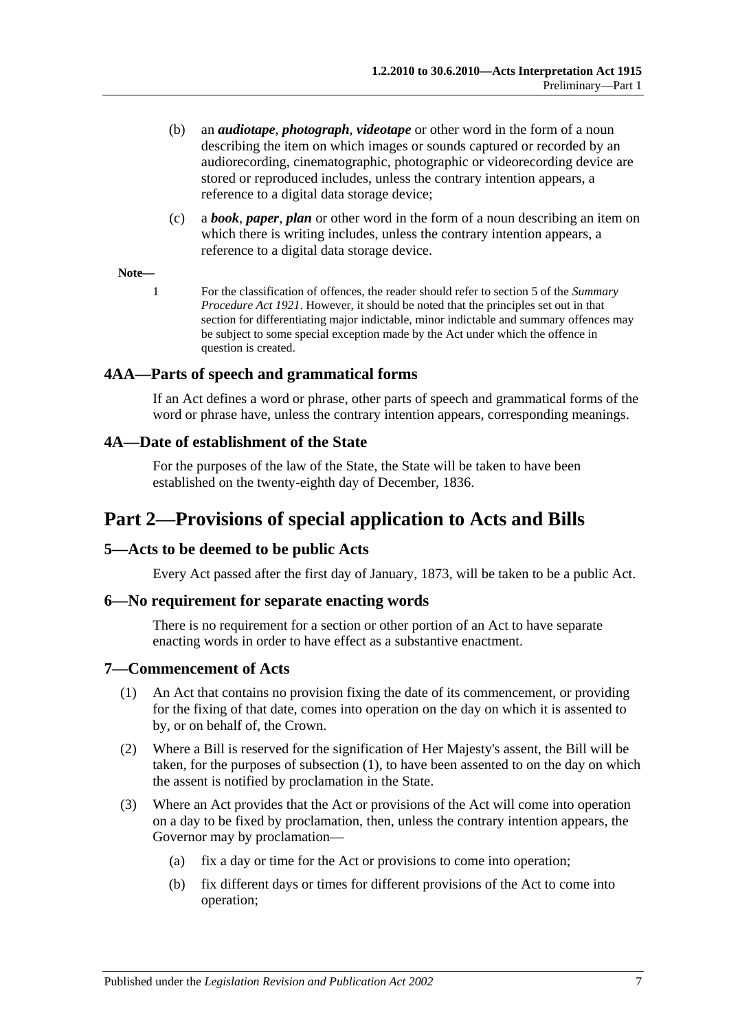(b) an ***audiotape***, ***photograph***, ***videotape*** or other word in the form of a noun describing the item on which images or sounds captured or recorded by an audiorecording, cinematographic, photographic or videorecording device are stored or reproduced includes, unless the contrary intention appears, a reference to a digital data storage device;

(c) a ***book***, ***paper***, ***plan*** or other word in the form of a noun describing an item on which there is writing includes, unless the contrary intention appears, a reference to a digital data storage device.

**Note—**

1 For the classification of offences, the reader should refer to section 5 of the *Summary Procedure Act 1921*. However, it should be noted that the principles set out in that section for differentiating major indictable, minor indictable and summary offences may be subject to some special exception made by the Act under which the offence in question is created.

### 4AA—Parts of speech and grammatical forms

If an Act defines a word or phrase, other parts of speech and grammatical forms of the word or phrase have, unless the contrary intention appears, corresponding meanings.

### 4A—Date of establishment of the State

For the purposes of the law of the State, the State will be taken to have been established on the twenty-eighth day of December, 1836.

## Part 2—Provisions of special application to Acts and Bills

### 5—Acts to be deemed to be public Acts

Every Act passed after the first day of January, 1873, will be taken to be a public Act.

### 6—No requirement for separate enacting words

There is no requirement for a section or other portion of an Act to have separate enacting words in order to have effect as a substantive enactment.

### 7—Commencement of Acts

(1) An Act that contains no provision fixing the date of its commencement, or providing for the fixing of that date, comes into operation on the day on which it is assented to by, or on behalf of, the Crown.

(2) Where a Bill is reserved for the signification of Her Majesty's assent, the Bill will be taken, for the purposes of subsection (1), to have been assented to on the day on which the assent is notified by proclamation in the State.

(3) Where an Act provides that the Act or provisions of the Act will come into operation on a day to be fixed by proclamation, then, unless the contrary intention appears, the Governor may by proclamation—

(a) fix a day or time for the Act or provisions to come into operation;

(b) fix different days or times for different provisions of the Act to come into operation;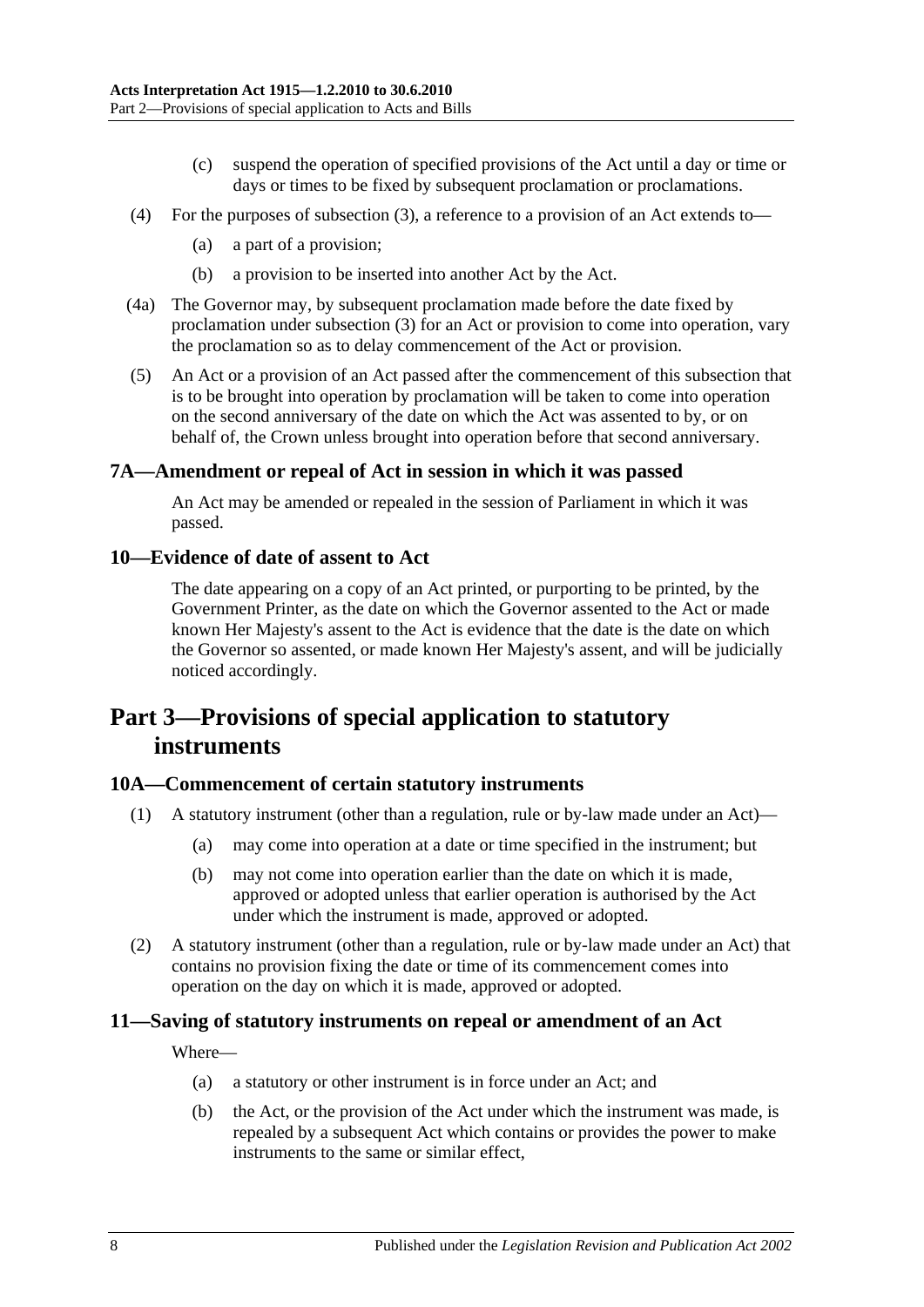(c) suspend the operation of specified provisions of the Act until a day or time or days or times to be fixed by subsequent proclamation or proclamations.

(4) For the purposes of subsection (3), a reference to a provision of an Act extends to—

(a) a part of a provision;

(b) a provision to be inserted into another Act by the Act.

(4a) The Governor may, by subsequent proclamation made before the date fixed by proclamation under subsection (3) for an Act or provision to come into operation, vary the proclamation so as to delay commencement of the Act or provision.

(5) An Act or a provision of an Act passed after the commencement of this subsection that is to be brought into operation by proclamation will be taken to come into operation on the second anniversary of the date on which the Act was assented to by, or on behalf of, the Crown unless brought into operation before that second anniversary.

### 7A—Amendment or repeal of Act in session in which it was passed

An Act may be amended or repealed in the session of Parliament in which it was passed.

### 10—Evidence of date of assent to Act

The date appearing on a copy of an Act printed, or purporting to be printed, by the Government Printer, as the date on which the Governor assented to the Act or made known Her Majesty's assent to the Act is evidence that the date is the date on which the Governor so assented, or made known Her Majesty's assent, and will be judicially noticed accordingly.

## Part 3—Provisions of special application to statutory instruments

### 10A—Commencement of certain statutory instruments

(1) A statutory instrument (other than a regulation, rule or by-law made under an Act)—

(a) may come into operation at a date or time specified in the instrument; but

(b) may not come into operation earlier than the date on which it is made, approved or adopted unless that earlier operation is authorised by the Act under which the instrument is made, approved or adopted.

(2) A statutory instrument (other than a regulation, rule or by-law made under an Act) that contains no provision fixing the date or time of its commencement comes into operation on the day on which it is made, approved or adopted.

### 11—Saving of statutory instruments on repeal or amendment of an Act

Where—

(a) a statutory or other instrument is in force under an Act; and

(b) the Act, or the provision of the Act under which the instrument was made, is repealed by a subsequent Act which contains or provides the power to make instruments to the same or similar effect,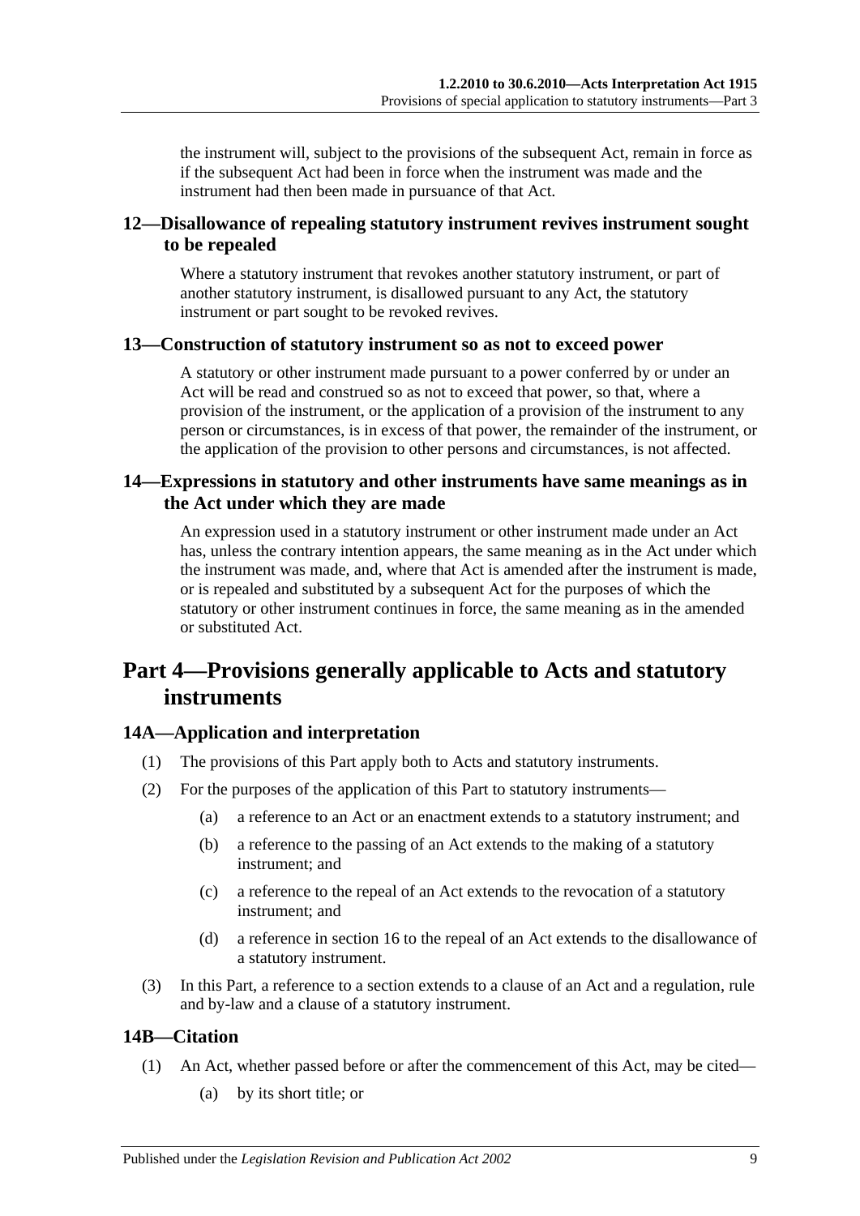the instrument will, subject to the provisions of the subsequent Act, remain in force as if the subsequent Act had been in force when the instrument was made and the instrument had then been made in pursuance of that Act.

### 12—Disallowance of repealing statutory instrument revives instrument sought to be repealed

Where a statutory instrument that revokes another statutory instrument, or part of another statutory instrument, is disallowed pursuant to any Act, the statutory instrument or part sought to be revoked revives.

### 13—Construction of statutory instrument so as not to exceed power

A statutory or other instrument made pursuant to a power conferred by or under an Act will be read and construed so as not to exceed that power, so that, where a provision of the instrument, or the application of a provision of the instrument to any person or circumstances, is in excess of that power, the remainder of the instrument, or the application of the provision to other persons and circumstances, is not affected.

### 14—Expressions in statutory and other instruments have same meanings as in the Act under which they are made

An expression used in a statutory instrument or other instrument made under an Act has, unless the contrary intention appears, the same meaning as in the Act under which the instrument was made, and, where that Act is amended after the instrument is made, or is repealed and substituted by a subsequent Act for the purposes of which the statutory or other instrument continues in force, the same meaning as in the amended or substituted Act.

## Part 4—Provisions generally applicable to Acts and statutory instruments

### 14A—Application and interpretation

(1) The provisions of this Part apply both to Acts and statutory instruments.

(2) For the purposes of the application of this Part to statutory instruments—

  (a) a reference to an Act or an enactment extends to a statutory instrument; and

  (b) a reference to the passing of an Act extends to the making of a statutory instrument; and

  (c) a reference to the repeal of an Act extends to the revocation of a statutory instrument; and

  (d) a reference in section 16 to the repeal of an Act extends to the disallowance of a statutory instrument.

(3) In this Part, a reference to a section extends to a clause of an Act and a regulation, rule and by-law and a clause of a statutory instrument.

### 14B—Citation

(1) An Act, whether passed before or after the commencement of this Act, may be cited—

  (a) by its short title; or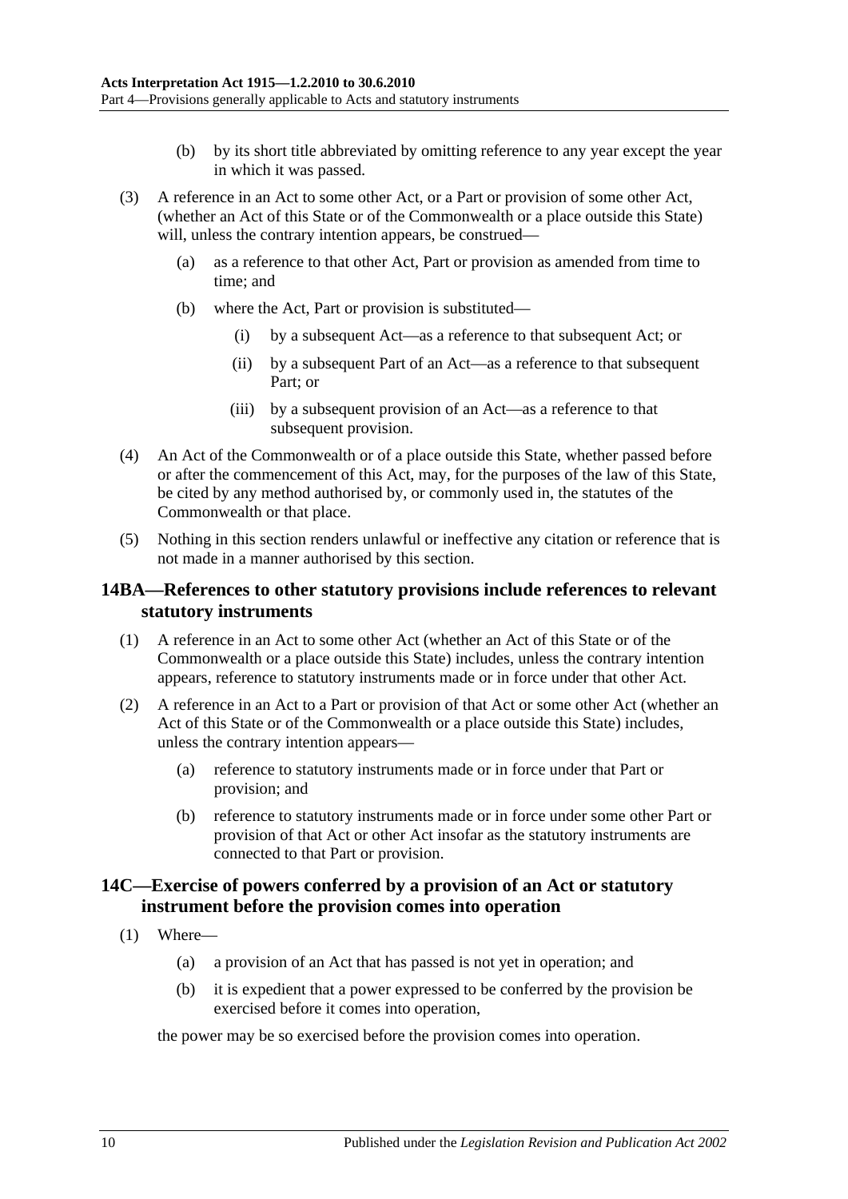(b) by its short title abbreviated by omitting reference to any year except the year in which it was passed.

(3) A reference in an Act to some other Act, or a Part or provision of some other Act, (whether an Act of this State or of the Commonwealth or a place outside this State) will, unless the contrary intention appears, be construed—

(a) as a reference to that other Act, Part or provision as amended from time to time; and

(b) where the Act, Part or provision is substituted—

(i) by a subsequent Act—as a reference to that subsequent Act; or

(ii) by a subsequent Part of an Act—as a reference to that subsequent Part; or

(iii) by a subsequent provision of an Act—as a reference to that subsequent provision.

(4) An Act of the Commonwealth or of a place outside this State, whether passed before or after the commencement of this Act, may, for the purposes of the law of this State, be cited by any method authorised by, or commonly used in, the statutes of the Commonwealth or that place.

(5) Nothing in this section renders unlawful or ineffective any citation or reference that is not made in a manner authorised by this section.

## 14BA—References to other statutory provisions include references to relevant statutory instruments

(1) A reference in an Act to some other Act (whether an Act of this State or of the Commonwealth or a place outside this State) includes, unless the contrary intention appears, reference to statutory instruments made or in force under that other Act.

(2) A reference in an Act to a Part or provision of that Act or some other Act (whether an Act of this State or of the Commonwealth or a place outside this State) includes, unless the contrary intention appears—

(a) reference to statutory instruments made or in force under that Part or provision; and

(b) reference to statutory instruments made or in force under some other Part or provision of that Act or other Act insofar as the statutory instruments are connected to that Part or provision.

## 14C—Exercise of powers conferred by a provision of an Act or statutory instrument before the provision comes into operation

(1) Where—

(a) a provision of an Act that has passed is not yet in operation; and

(b) it is expedient that a power expressed to be conferred by the provision be exercised before it comes into operation,

the power may be so exercised before the provision comes into operation.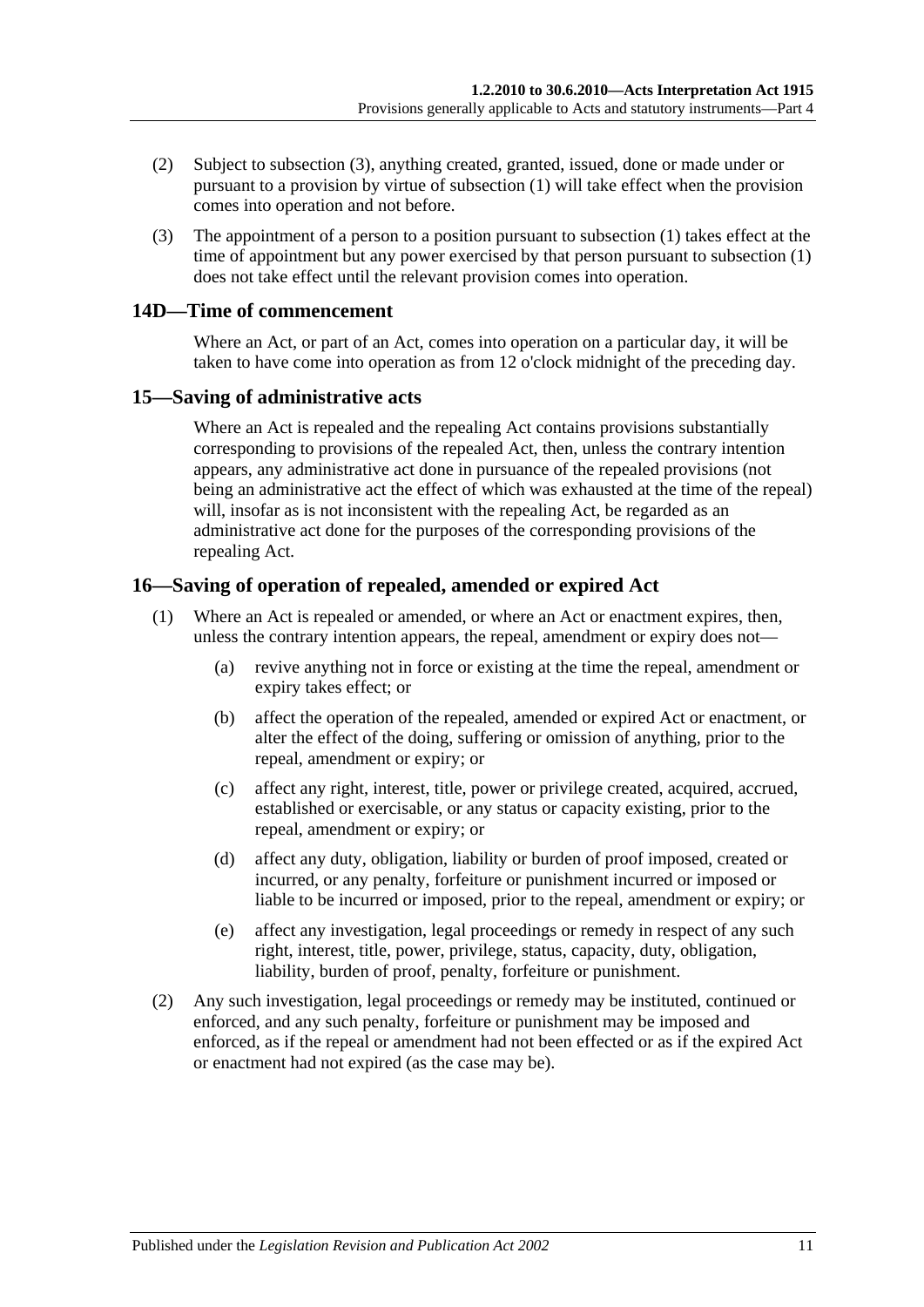(2) Subject to subsection (3), anything created, granted, issued, done or made under or pursuant to a provision by virtue of subsection (1) will take effect when the provision comes into operation and not before.

(3) The appointment of a person to a position pursuant to subsection (1) takes effect at the time of appointment but any power exercised by that person pursuant to subsection (1) does not take effect until the relevant provision comes into operation.

## 14D—Time of commencement

Where an Act, or part of an Act, comes into operation on a particular day, it will be taken to have come into operation as from 12 o'clock midnight of the preceding day.

## 15—Saving of administrative acts

Where an Act is repealed and the repealing Act contains provisions substantially corresponding to provisions of the repealed Act, then, unless the contrary intention appears, any administrative act done in pursuance of the repealed provisions (not being an administrative act the effect of which was exhausted at the time of the repeal) will, insofar as is not inconsistent with the repealing Act, be regarded as an administrative act done for the purposes of the corresponding provisions of the repealing Act.

## 16—Saving of operation of repealed, amended or expired Act

(1) Where an Act is repealed or amended, or where an Act or enactment expires, then, unless the contrary intention appears, the repeal, amendment or expiry does not—

(a) revive anything not in force or existing at the time the repeal, amendment or expiry takes effect; or

(b) affect the operation of the repealed, amended or expired Act or enactment, or alter the effect of the doing, suffering or omission of anything, prior to the repeal, amendment or expiry; or

(c) affect any right, interest, title, power or privilege created, acquired, accrued, established or exercisable, or any status or capacity existing, prior to the repeal, amendment or expiry; or

(d) affect any duty, obligation, liability or burden of proof imposed, created or incurred, or any penalty, forfeiture or punishment incurred or imposed or liable to be incurred or imposed, prior to the repeal, amendment or expiry; or

(e) affect any investigation, legal proceedings or remedy in respect of any such right, interest, title, power, privilege, status, capacity, duty, obligation, liability, burden of proof, penalty, forfeiture or punishment.

(2) Any such investigation, legal proceedings or remedy may be instituted, continued or enforced, and any such penalty, forfeiture or punishment may be imposed and enforced, as if the repeal or amendment had not been effected or as if the expired Act or enactment had not expired (as the case may be).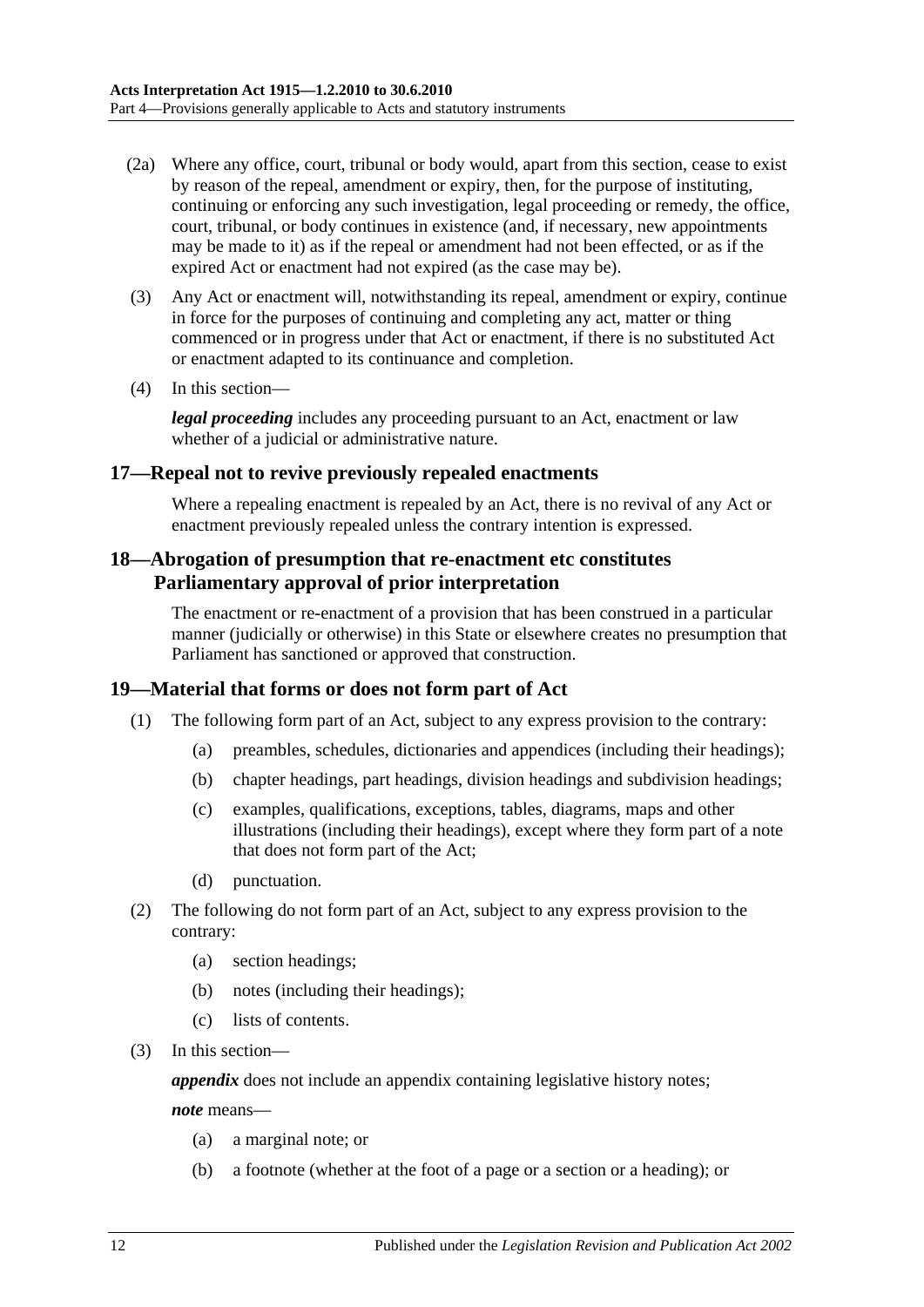(2a) Where any office, court, tribunal or body would, apart from this section, cease to exist by reason of the repeal, amendment or expiry, then, for the purpose of instituting, continuing or enforcing any such investigation, legal proceeding or remedy, the office, court, tribunal, or body continues in existence (and, if necessary, new appointments may be made to it) as if the repeal or amendment had not been effected, or as if the expired Act or enactment had not expired (as the case may be).

(3) Any Act or enactment will, notwithstanding its repeal, amendment or expiry, continue in force for the purposes of continuing and completing any act, matter or thing commenced or in progress under that Act or enactment, if there is no substituted Act or enactment adapted to its continuance and completion.

(4) In this section—

***legal proceeding*** includes any proceeding pursuant to an Act, enactment or law whether of a judicial or administrative nature.

## 17—Repeal not to revive previously repealed enactments

Where a repealing enactment is repealed by an Act, there is no revival of any Act or enactment previously repealed unless the contrary intention is expressed.

## 18—Abrogation of presumption that re-enactment etc constitutes Parliamentary approval of prior interpretation

The enactment or re-enactment of a provision that has been construed in a particular manner (judicially or otherwise) in this State or elsewhere creates no presumption that Parliament has sanctioned or approved that construction.

## 19—Material that forms or does not form part of Act

(1) The following form part of an Act, subject to any express provision to the contrary:

- (a) preambles, schedules, dictionaries and appendices (including their headings);
- (b) chapter headings, part headings, division headings and subdivision headings;
- (c) examples, qualifications, exceptions, tables, diagrams, maps and other illustrations (including their headings), except where they form part of a note that does not form part of the Act;
- (d) punctuation.

(2) The following do not form part of an Act, subject to any express provision to the contrary:

- (a) section headings;
- (b) notes (including their headings);
- (c) lists of contents.

(3) In this section—

***appendix*** does not include an appendix containing legislative history notes;

***note*** means—

- (a) a marginal note; or
- (b) a footnote (whether at the foot of a page or a section or a heading); or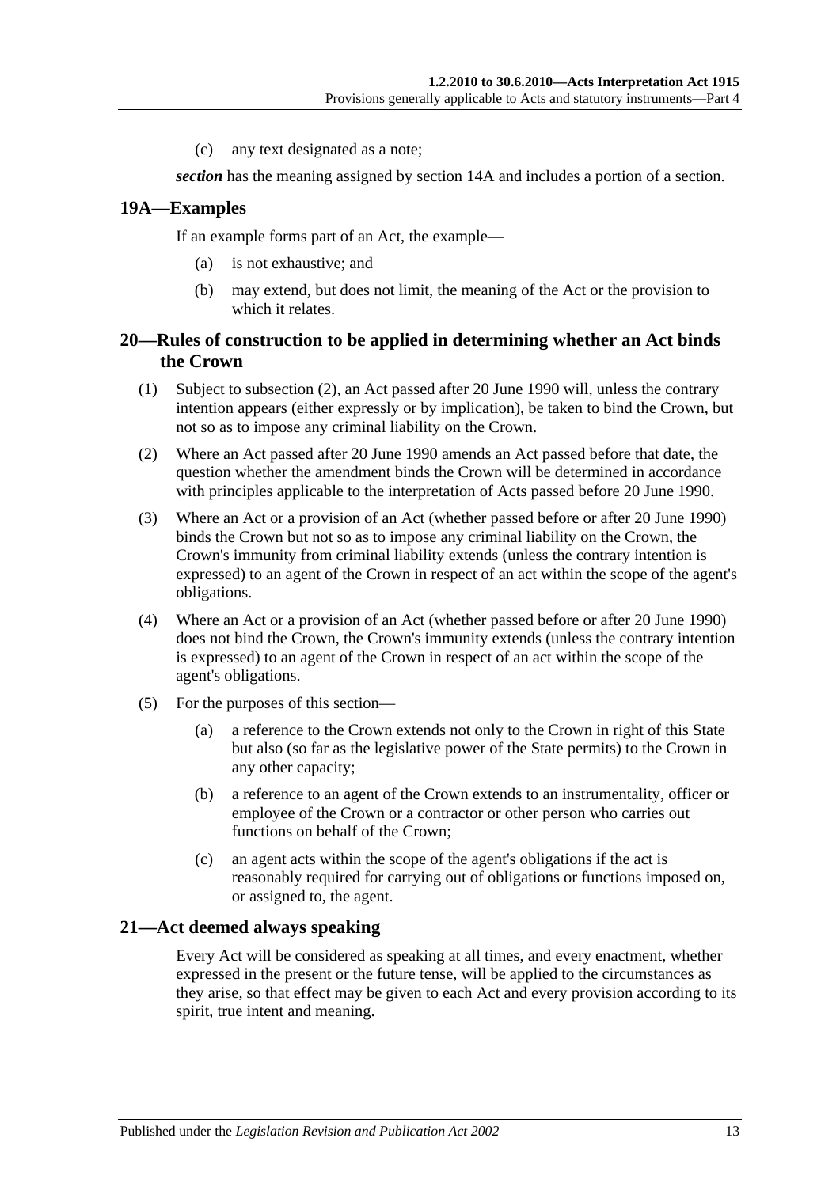(c) any text designated as a note;

***section*** has the meaning assigned by section 14A and includes a portion of a section.

## 19A—Examples

If an example forms part of an Act, the example—

(a) is not exhaustive; and

(b) may extend, but does not limit, the meaning of the Act or the provision to which it relates.

## 20—Rules of construction to be applied in determining whether an Act binds the Crown

(1) Subject to subsection (2), an Act passed after 20 June 1990 will, unless the contrary intention appears (either expressly or by implication), be taken to bind the Crown, but not so as to impose any criminal liability on the Crown.

(2) Where an Act passed after 20 June 1990 amends an Act passed before that date, the question whether the amendment binds the Crown will be determined in accordance with principles applicable to the interpretation of Acts passed before 20 June 1990.

(3) Where an Act or a provision of an Act (whether passed before or after 20 June 1990) binds the Crown but not so as to impose any criminal liability on the Crown, the Crown's immunity from criminal liability extends (unless the contrary intention is expressed) to an agent of the Crown in respect of an act within the scope of the agent's obligations.

(4) Where an Act or a provision of an Act (whether passed before or after 20 June 1990) does not bind the Crown, the Crown's immunity extends (unless the contrary intention is expressed) to an agent of the Crown in respect of an act within the scope of the agent's obligations.

(5) For the purposes of this section—

(a) a reference to the Crown extends not only to the Crown in right of this State but also (so far as the legislative power of the State permits) to the Crown in any other capacity;

(b) a reference to an agent of the Crown extends to an instrumentality, officer or employee of the Crown or a contractor or other person who carries out functions on behalf of the Crown;

(c) an agent acts within the scope of the agent's obligations if the act is reasonably required for carrying out of obligations or functions imposed on, or assigned to, the agent.

## 21—Act deemed always speaking

Every Act will be considered as speaking at all times, and every enactment, whether expressed in the present or the future tense, will be applied to the circumstances as they arise, so that effect may be given to each Act and every provision according to its spirit, true intent and meaning.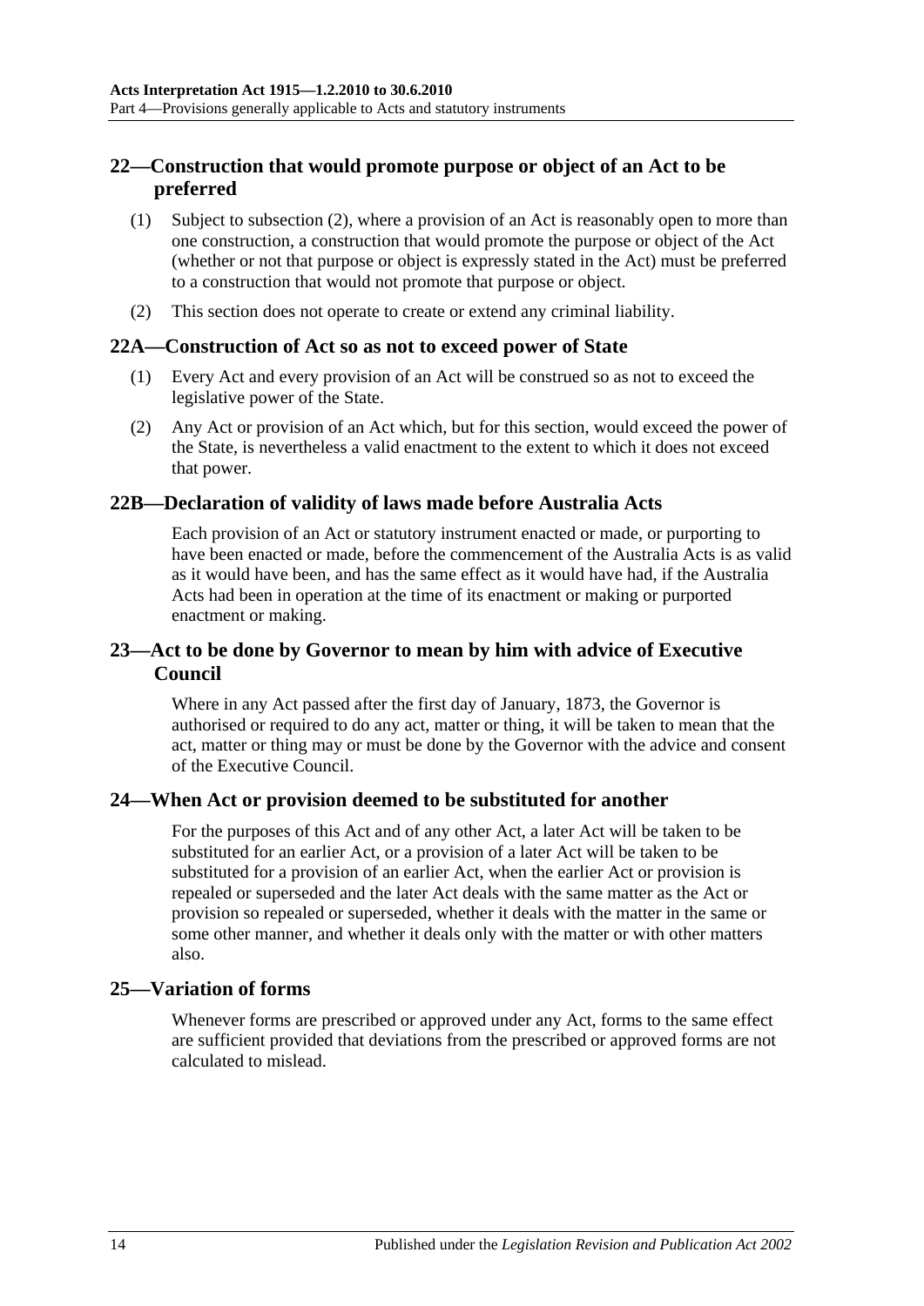## 22—Construction that would promote purpose or object of an Act to be preferred

(1) Subject to subsection (2), where a provision of an Act is reasonably open to more than one construction, a construction that would promote the purpose or object of the Act (whether or not that purpose or object is expressly stated in the Act) must be preferred to a construction that would not promote that purpose or object.

(2) This section does not operate to create or extend any criminal liability.

## 22A—Construction of Act so as not to exceed power of State

(1) Every Act and every provision of an Act will be construed so as not to exceed the legislative power of the State.

(2) Any Act or provision of an Act which, but for this section, would exceed the power of the State, is nevertheless a valid enactment to the extent to which it does not exceed that power.

## 22B—Declaration of validity of laws made before Australia Acts

Each provision of an Act or statutory instrument enacted or made, or purporting to have been enacted or made, before the commencement of the Australia Acts is as valid as it would have been, and has the same effect as it would have had, if the Australia Acts had been in operation at the time of its enactment or making or purported enactment or making.

## 23—Act to be done by Governor to mean by him with advice of Executive Council

Where in any Act passed after the first day of January, 1873, the Governor is authorised or required to do any act, matter or thing, it will be taken to mean that the act, matter or thing may or must be done by the Governor with the advice and consent of the Executive Council.

## 24—When Act or provision deemed to be substituted for another

For the purposes of this Act and of any other Act, a later Act will be taken to be substituted for an earlier Act, or a provision of a later Act will be taken to be substituted for a provision of an earlier Act, when the earlier Act or provision is repealed or superseded and the later Act deals with the same matter as the Act or provision so repealed or superseded, whether it deals with the matter in the same or some other manner, and whether it deals only with the matter or with other matters also.

## 25—Variation of forms

Whenever forms are prescribed or approved under any Act, forms to the same effect are sufficient provided that deviations from the prescribed or approved forms are not calculated to mislead.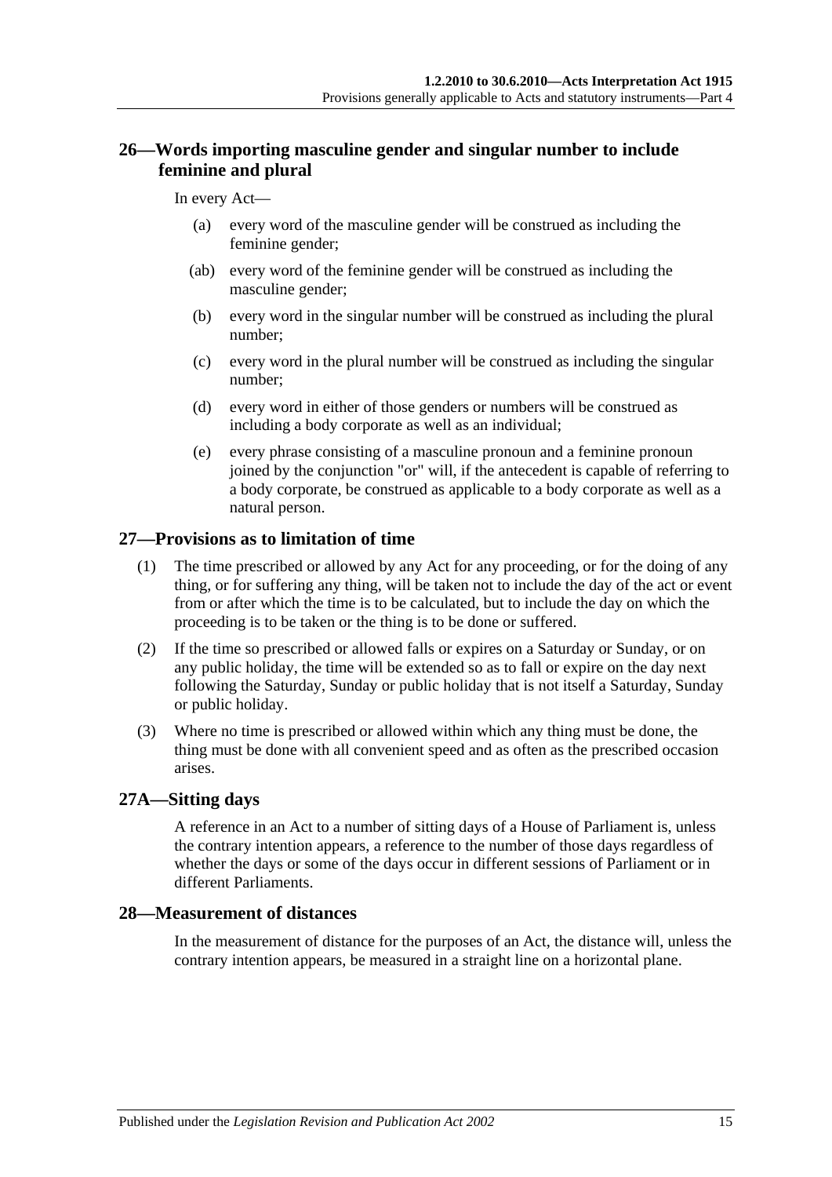## 26—Words importing masculine gender and singular number to include feminine and plural

In every Act—

(a) every word of the masculine gender will be construed as including the feminine gender;

(ab) every word of the feminine gender will be construed as including the masculine gender;

(b) every word in the singular number will be construed as including the plural number;

(c) every word in the plural number will be construed as including the singular number;

(d) every word in either of those genders or numbers will be construed as including a body corporate as well as an individual;

(e) every phrase consisting of a masculine pronoun and a feminine pronoun joined by the conjunction "or" will, if the antecedent is capable of referring to a body corporate, be construed as applicable to a body corporate as well as a natural person.

## 27—Provisions as to limitation of time

(1) The time prescribed or allowed by any Act for any proceeding, or for the doing of any thing, or for suffering any thing, will be taken not to include the day of the act or event from or after which the time is to be calculated, but to include the day on which the proceeding is to be taken or the thing is to be done or suffered.

(2) If the time so prescribed or allowed falls or expires on a Saturday or Sunday, or on any public holiday, the time will be extended so as to fall or expire on the day next following the Saturday, Sunday or public holiday that is not itself a Saturday, Sunday or public holiday.

(3) Where no time is prescribed or allowed within which any thing must be done, the thing must be done with all convenient speed and as often as the prescribed occasion arises.

## 27A—Sitting days

A reference in an Act to a number of sitting days of a House of Parliament is, unless the contrary intention appears, a reference to the number of those days regardless of whether the days or some of the days occur in different sessions of Parliament or in different Parliaments.

## 28—Measurement of distances

In the measurement of distance for the purposes of an Act, the distance will, unless the contrary intention appears, be measured in a straight line on a horizontal plane.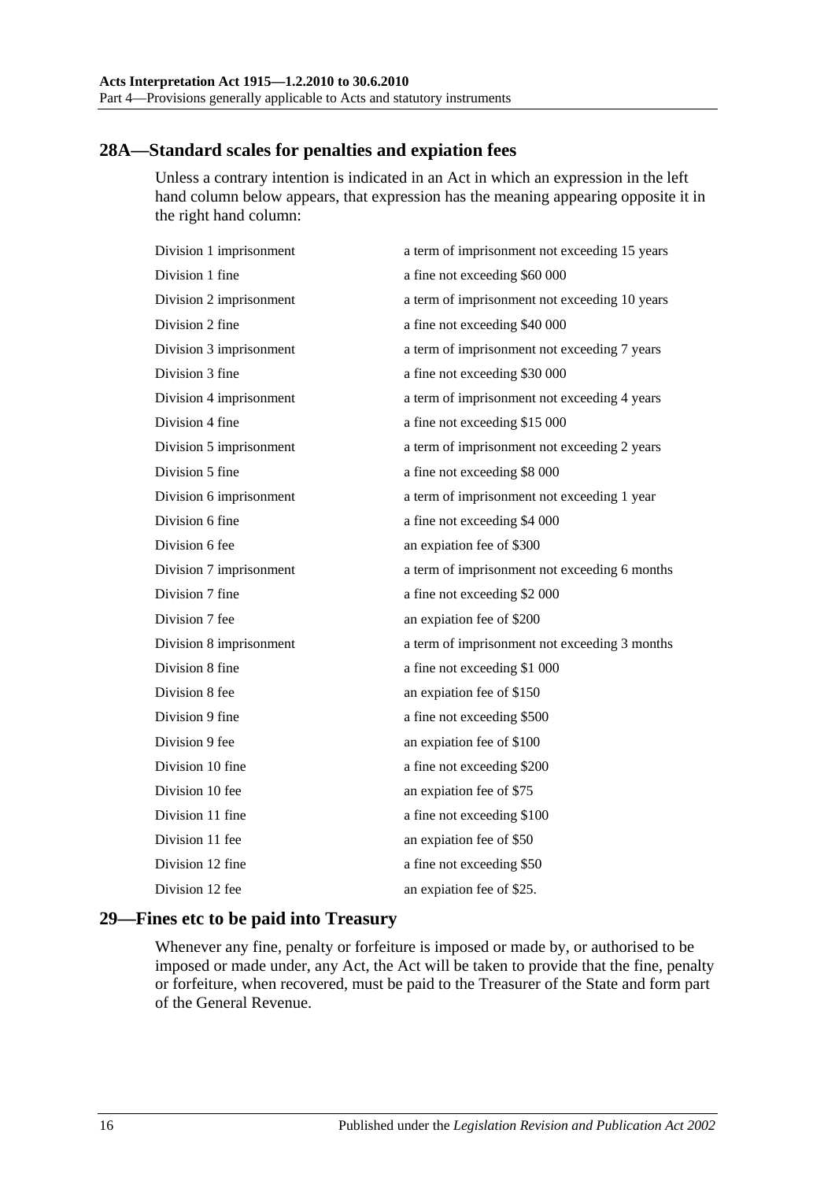## 28A—Standard scales for penalties and expiation fees

Unless a contrary intention is indicated in an Act in which an expression in the left hand column below appears, that expression has the meaning appearing opposite it in the right hand column:

| | |
|---|---|
| Division 1 imprisonment | a term of imprisonment not exceeding 15 years |
| Division 1 fine | a fine not exceeding $60 000 |
| Division 2 imprisonment | a term of imprisonment not exceeding 10 years |
| Division 2 fine | a fine not exceeding $40 000 |
| Division 3 imprisonment | a term of imprisonment not exceeding 7 years |
| Division 3 fine | a fine not exceeding $30 000 |
| Division 4 imprisonment | a term of imprisonment not exceeding 4 years |
| Division 4 fine | a fine not exceeding $15 000 |
| Division 5 imprisonment | a term of imprisonment not exceeding 2 years |
| Division 5 fine | a fine not exceeding $8 000 |
| Division 6 imprisonment | a term of imprisonment not exceeding 1 year |
| Division 6 fine | a fine not exceeding $4 000 |
| Division 6 fee | an expiation fee of $300 |
| Division 7 imprisonment | a term of imprisonment not exceeding 6 months |
| Division 7 fine | a fine not exceeding $2 000 |
| Division 7 fee | an expiation fee of $200 |
| Division 8 imprisonment | a term of imprisonment not exceeding 3 months |
| Division 8 fine | a fine not exceeding $1 000 |
| Division 8 fee | an expiation fee of $150 |
| Division 9 fine | a fine not exceeding $500 |
| Division 9 fee | an expiation fee of $100 |
| Division 10 fine | a fine not exceeding $200 |
| Division 10 fee | an expiation fee of $75 |
| Division 11 fine | a fine not exceeding $100 |
| Division 11 fee | an expiation fee of $50 |
| Division 12 fine | a fine not exceeding $50 |
| Division 12 fee | an expiation fee of $25. |

## 29—Fines etc to be paid into Treasury

Whenever any fine, penalty or forfeiture is imposed or made by, or authorised to be imposed or made under, any Act, the Act will be taken to provide that the fine, penalty or forfeiture, when recovered, must be paid to the Treasurer of the State and form part of the General Revenue.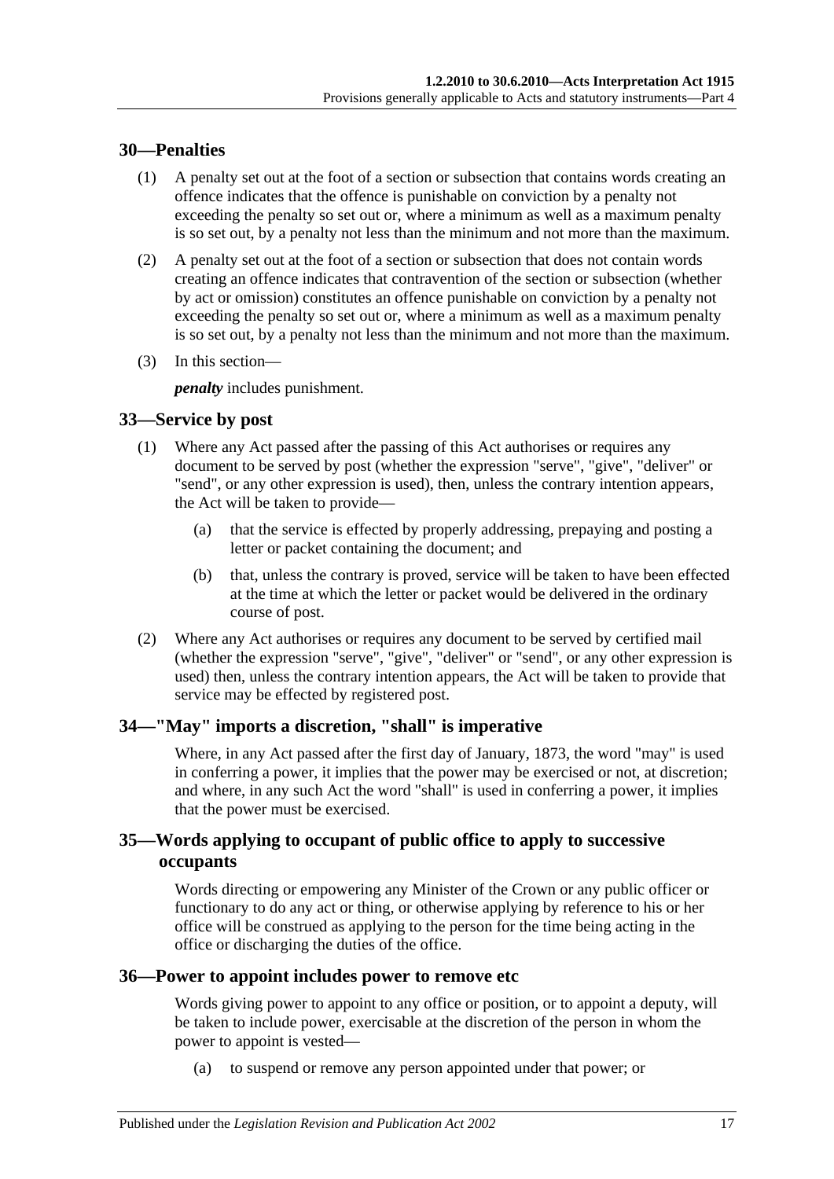## 30—Penalties

(1) A penalty set out at the foot of a section or subsection that contains words creating an offence indicates that the offence is punishable on conviction by a penalty not exceeding the penalty so set out or, where a minimum as well as a maximum penalty is so set out, by a penalty not less than the minimum and not more than the maximum.

(2) A penalty set out at the foot of a section or subsection that does not contain words creating an offence indicates that contravention of the section or subsection (whether by act or omission) constitutes an offence punishable on conviction by a penalty not exceeding the penalty so set out or, where a minimum as well as a maximum penalty is so set out, by a penalty not less than the minimum and not more than the maximum.

(3) In this section—

***penalty*** includes punishment.

## 33—Service by post

(1) Where any Act passed after the passing of this Act authorises or requires any document to be served by post (whether the expression "serve", "give", "deliver" or "send", or any other expression is used), then, unless the contrary intention appears, the Act will be taken to provide—

(a) that the service is effected by properly addressing, prepaying and posting a letter or packet containing the document; and

(b) that, unless the contrary is proved, service will be taken to have been effected at the time at which the letter or packet would be delivered in the ordinary course of post.

(2) Where any Act authorises or requires any document to be served by certified mail (whether the expression "serve", "give", "deliver" or "send", or any other expression is used) then, unless the contrary intention appears, the Act will be taken to provide that service may be effected by registered post.

## 34—"May" imports a discretion, "shall" is imperative

Where, in any Act passed after the first day of January, 1873, the word "may" is used in conferring a power, it implies that the power may be exercised or not, at discretion; and where, in any such Act the word "shall" is used in conferring a power, it implies that the power must be exercised.

## 35—Words applying to occupant of public office to apply to successive occupants

Words directing or empowering any Minister of the Crown or any public officer or functionary to do any act or thing, or otherwise applying by reference to his or her office will be construed as applying to the person for the time being acting in the office or discharging the duties of the office.

## 36—Power to appoint includes power to remove etc

Words giving power to appoint to any office or position, or to appoint a deputy, will be taken to include power, exercisable at the discretion of the person in whom the power to appoint is vested—

(a) to suspend or remove any person appointed under that power; or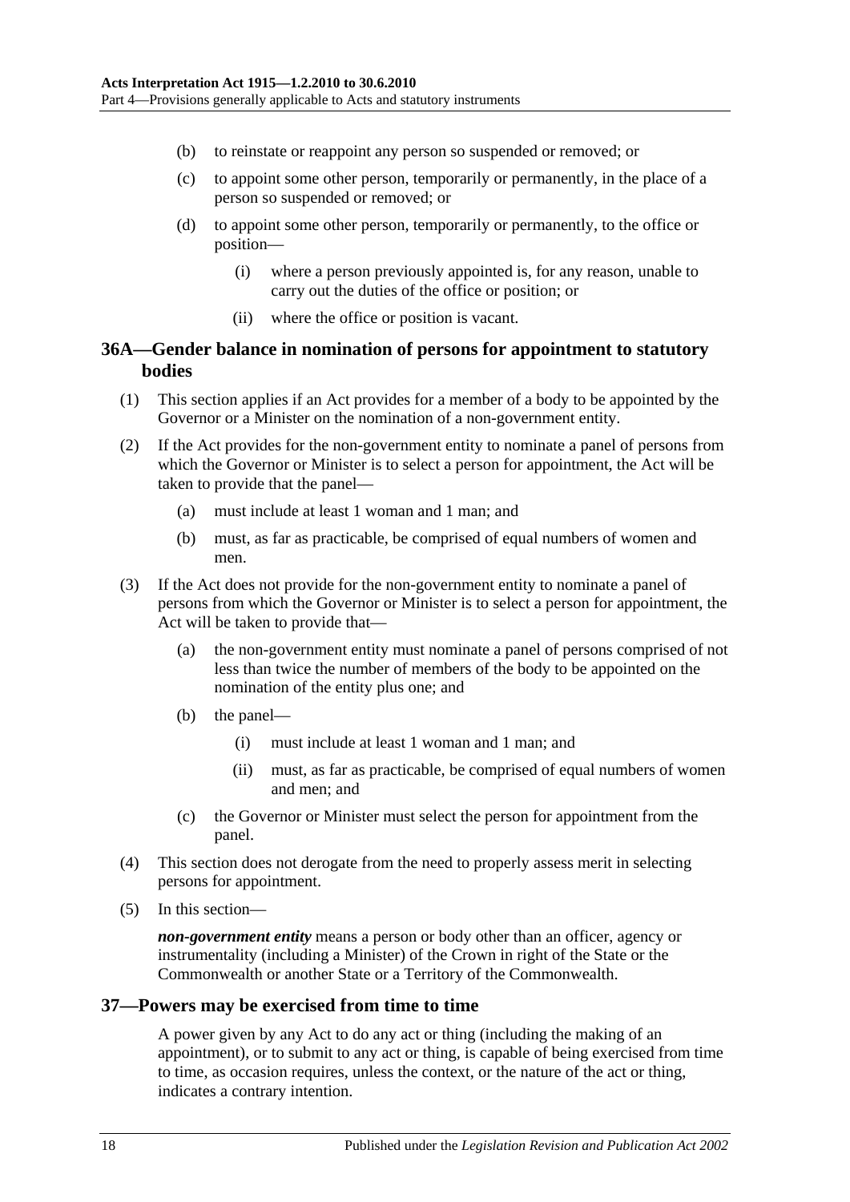(b) to reinstate or reappoint any person so suspended or removed; or

(c) to appoint some other person, temporarily or permanently, in the place of a person so suspended or removed; or

(d) to appoint some other person, temporarily or permanently, to the office or position—

(i) where a person previously appointed is, for any reason, unable to carry out the duties of the office or position; or

(ii) where the office or position is vacant.

## 36A—Gender balance in nomination of persons for appointment to statutory bodies

(1) This section applies if an Act provides for a member of a body to be appointed by the Governor or a Minister on the nomination of a non-government entity.

(2) If the Act provides for the non-government entity to nominate a panel of persons from which the Governor or Minister is to select a person for appointment, the Act will be taken to provide that the panel—

(a) must include at least 1 woman and 1 man; and

(b) must, as far as practicable, be comprised of equal numbers of women and men.

(3) If the Act does not provide for the non-government entity to nominate a panel of persons from which the Governor or Minister is to select a person for appointment, the Act will be taken to provide that—

(a) the non-government entity must nominate a panel of persons comprised of not less than twice the number of members of the body to be appointed on the nomination of the entity plus one; and

(b) the panel—

(i) must include at least 1 woman and 1 man; and

(ii) must, as far as practicable, be comprised of equal numbers of women and men; and

(c) the Governor or Minister must select the person for appointment from the panel.

(4) This section does not derogate from the need to properly assess merit in selecting persons for appointment.

(5) In this section—

***non-government entity*** means a person or body other than an officer, agency or instrumentality (including a Minister) of the Crown in right of the State or the Commonwealth or another State or a Territory of the Commonwealth.

## 37—Powers may be exercised from time to time

A power given by any Act to do any act or thing (including the making of an appointment), or to submit to any act or thing, is capable of being exercised from time to time, as occasion requires, unless the context, or the nature of the act or thing, indicates a contrary intention.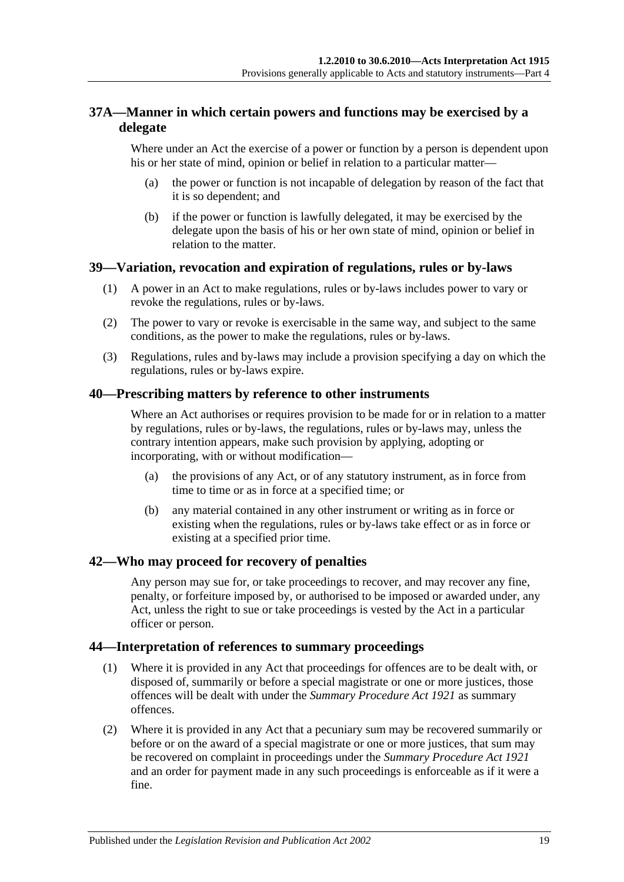## 37A—Manner in which certain powers and functions may be exercised by a delegate

Where under an Act the exercise of a power or function by a person is dependent upon his or her state of mind, opinion or belief in relation to a particular matter—

(a) the power or function is not incapable of delegation by reason of the fact that it is so dependent; and

(b) if the power or function is lawfully delegated, it may be exercised by the delegate upon the basis of his or her own state of mind, opinion or belief in relation to the matter.

## 39—Variation, revocation and expiration of regulations, rules or by-laws

(1) A power in an Act to make regulations, rules or by-laws includes power to vary or revoke the regulations, rules or by-laws.

(2) The power to vary or revoke is exercisable in the same way, and subject to the same conditions, as the power to make the regulations, rules or by-laws.

(3) Regulations, rules and by-laws may include a provision specifying a day on which the regulations, rules or by-laws expire.

## 40—Prescribing matters by reference to other instruments

Where an Act authorises or requires provision to be made for or in relation to a matter by regulations, rules or by-laws, the regulations, rules or by-laws may, unless the contrary intention appears, make such provision by applying, adopting or incorporating, with or without modification—

(a) the provisions of any Act, or of any statutory instrument, as in force from time to time or as in force at a specified time; or

(b) any material contained in any other instrument or writing as in force or existing when the regulations, rules or by-laws take effect or as in force or existing at a specified prior time.

## 42—Who may proceed for recovery of penalties

Any person may sue for, or take proceedings to recover, and may recover any fine, penalty, or forfeiture imposed by, or authorised to be imposed or awarded under, any Act, unless the right to sue or take proceedings is vested by the Act in a particular officer or person.

## 44—Interpretation of references to summary proceedings

(1) Where it is provided in any Act that proceedings for offences are to be dealt with, or disposed of, summarily or before a special magistrate or one or more justices, those offences will be dealt with under the *Summary Procedure Act 1921* as summary offences.

(2) Where it is provided in any Act that a pecuniary sum may be recovered summarily or before or on the award of a special magistrate or one or more justices, that sum may be recovered on complaint in proceedings under the *Summary Procedure Act 1921* and an order for payment made in any such proceedings is enforceable as if it were a fine.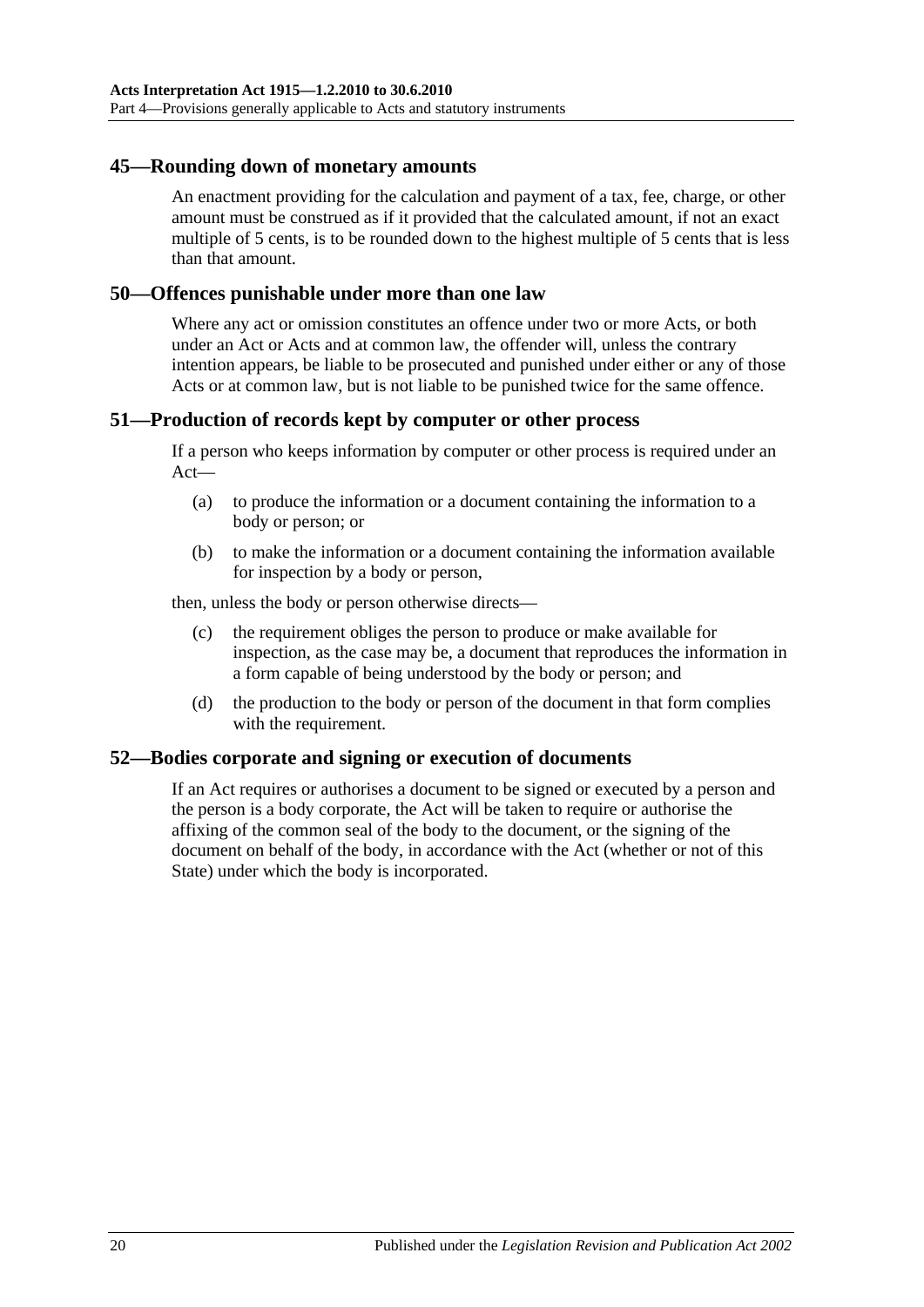## 45—Rounding down of monetary amounts

An enactment providing for the calculation and payment of a tax, fee, charge, or other amount must be construed as if it provided that the calculated amount, if not an exact multiple of 5 cents, is to be rounded down to the highest multiple of 5 cents that is less than that amount.

## 50—Offences punishable under more than one law

Where any act or omission constitutes an offence under two or more Acts, or both under an Act or Acts and at common law, the offender will, unless the contrary intention appears, be liable to be prosecuted and punished under either or any of those Acts or at common law, but is not liable to be punished twice for the same offence.

## 51—Production of records kept by computer or other process

If a person who keeps information by computer or other process is required under an Act—

(a) to produce the information or a document containing the information to a body or person; or

(b) to make the information or a document containing the information available for inspection by a body or person,

then, unless the body or person otherwise directs—

(c) the requirement obliges the person to produce or make available for inspection, as the case may be, a document that reproduces the information in a form capable of being understood by the body or person; and

(d) the production to the body or person of the document in that form complies with the requirement.

## 52—Bodies corporate and signing or execution of documents

If an Act requires or authorises a document to be signed or executed by a person and the person is a body corporate, the Act will be taken to require or authorise the affixing of the common seal of the body to the document, or the signing of the document on behalf of the body, in accordance with the Act (whether or not of this State) under which the body is incorporated.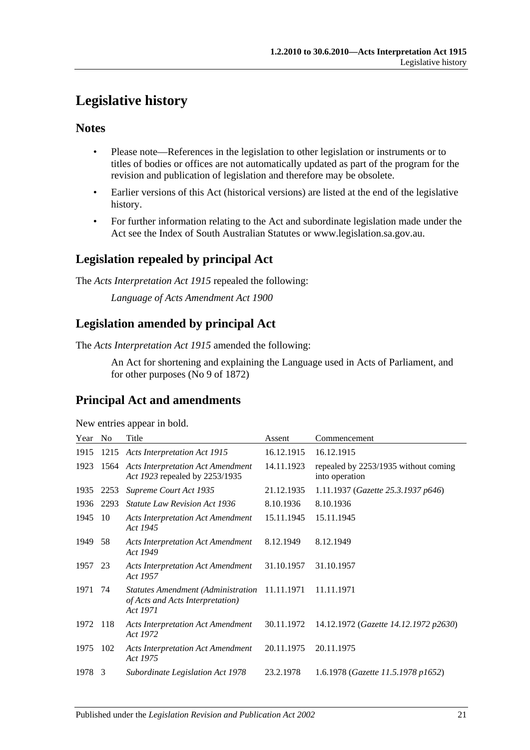# Legislative history

## Notes

- Please note—References in the legislation to other legislation or instruments or to titles of bodies or offices are not automatically updated as part of the program for the revision and publication of legislation and therefore may be obsolete.
- Earlier versions of this Act (historical versions) are listed at the end of the legislative history.
- For further information relating to the Act and subordinate legislation made under the Act see the Index of South Australian Statutes or www.legislation.sa.gov.au.

## Legislation repealed by principal Act

The *Acts Interpretation Act 1915* repealed the following:

*Language of Acts Amendment Act 1900*

## Legislation amended by principal Act

The *Acts Interpretation Act 1915* amended the following:

An Act for shortening and explaining the Language used in Acts of Parliament, and for other purposes (No 9 of 1872)

## Principal Act and amendments

New entries appear in bold.

| Year | No | Title | Assent | Commencement |
|---|---|---|---|---|
| 1915 | 1215 | *Acts Interpretation Act 1915* | 16.12.1915 | 16.12.1915 |
| 1923 | 1564 | *Acts Interpretation Act Amendment Act 1923* repealed by 2253/1935 | 14.11.1923 | repealed by 2253/1935 without coming into operation |
| 1935 | 2253 | *Supreme Court Act 1935* | 21.12.1935 | 1.11.1937 (*Gazette 25.3.1937 p646*) |
| 1936 | 2293 | *Statute Law Revision Act 1936* | 8.10.1936 | 8.10.1936 |
| 1945 | 10 | *Acts Interpretation Act Amendment Act 1945* | 15.11.1945 | 15.11.1945 |
| 1949 | 58 | *Acts Interpretation Act Amendment Act 1949* | 8.12.1949 | 8.12.1949 |
| 1957 | 23 | *Acts Interpretation Act Amendment Act 1957* | 31.10.1957 | 31.10.1957 |
| 1971 | 74 | *Statutes Amendment (Administration of Acts and Acts Interpretation) Act 1971* | 11.11.1971 | 11.11.1971 |
| 1972 | 118 | *Acts Interpretation Act Amendment Act 1972* | 30.11.1972 | 14.12.1972 (*Gazette 14.12.1972 p2630*) |
| 1975 | 102 | *Acts Interpretation Act Amendment Act 1975* | 20.11.1975 | 20.11.1975 |
| 1978 | 3 | *Subordinate Legislation Act 1978* | 23.2.1978 | 1.6.1978 (*Gazette 11.5.1978 p1652*) |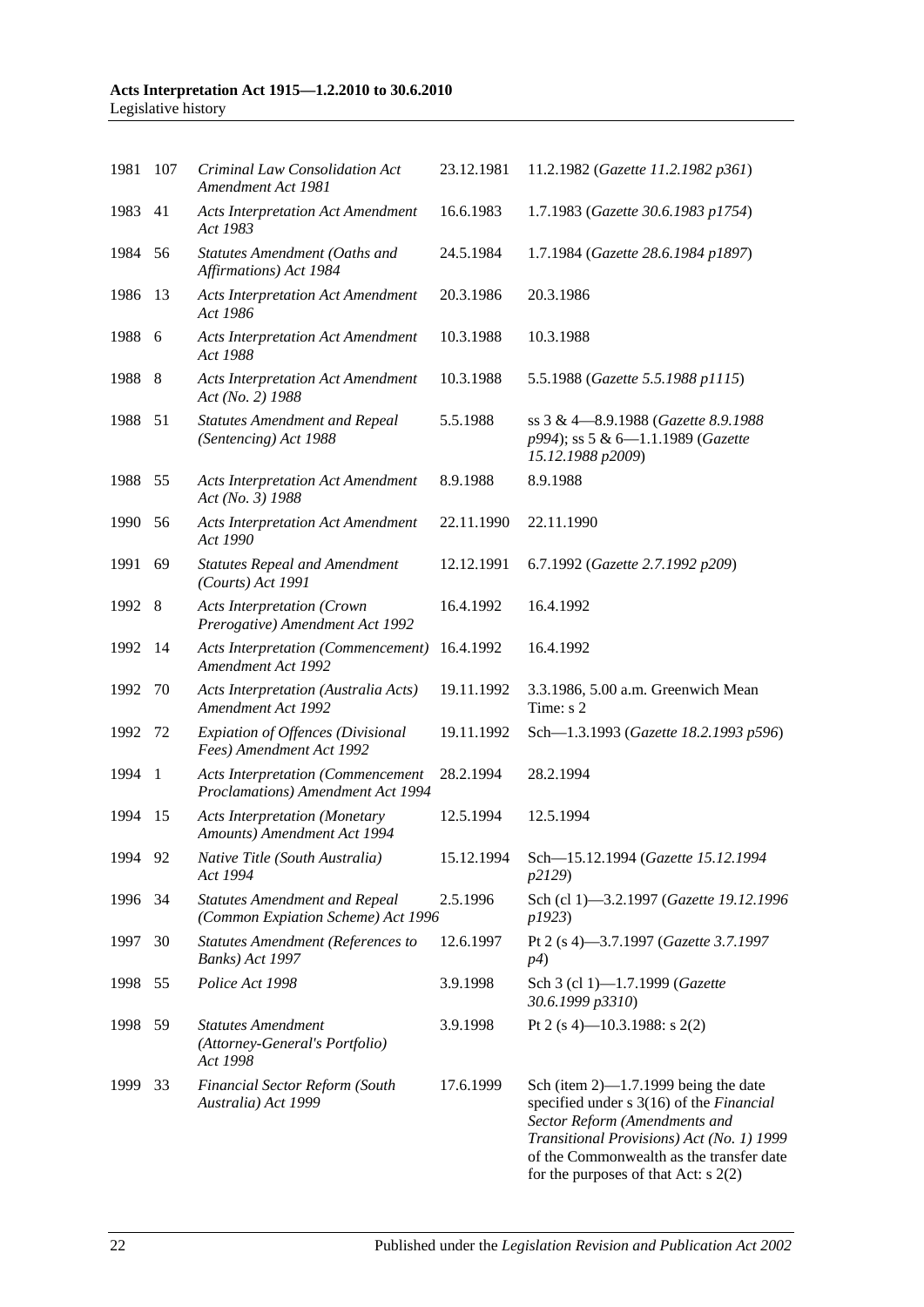| 1981 | 107 | *Criminal Law Consolidation Act Amendment Act 1981* | 23.12.1981 | 11.2.1982 (*Gazette 11.2.1982 p361*) |
|---|---|---|---|---|
| 1983 | 41 | *Acts Interpretation Act Amendment Act 1983* | 16.6.1983 | 1.7.1983 (*Gazette 30.6.1983 p1754*) |
| 1984 | 56 | *Statutes Amendment (Oaths and Affirmations) Act 1984* | 24.5.1984 | 1.7.1984 (*Gazette 28.6.1984 p1897*) |
| 1986 | 13 | *Acts Interpretation Act Amendment Act 1986* | 20.3.1986 | 20.3.1986 |
| 1988 | 6 | *Acts Interpretation Act Amendment Act 1988* | 10.3.1988 | 10.3.1988 |
| 1988 | 8 | *Acts Interpretation Act Amendment Act (No. 2) 1988* | 10.3.1988 | 5.5.1988 (*Gazette 5.5.1988 p1115*) |
| 1988 | 51 | *Statutes Amendment and Repeal (Sentencing) Act 1988* | 5.5.1988 | ss 3 & 4—8.9.1988 (*Gazette 8.9.1988 p994*); ss 5 & 6—1.1.1989 (*Gazette 15.12.1988 p2009*) |
| 1988 | 55 | *Acts Interpretation Act Amendment Act (No. 3) 1988* | 8.9.1988 | 8.9.1988 |
| 1990 | 56 | *Acts Interpretation Act Amendment Act 1990* | 22.11.1990 | 22.11.1990 |
| 1991 | 69 | *Statutes Repeal and Amendment (Courts) Act 1991* | 12.12.1991 | 6.7.1992 (*Gazette 2.7.1992 p209*) |
| 1992 | 8 | *Acts Interpretation (Crown Prerogative) Amendment Act 1992* | 16.4.1992 | 16.4.1992 |
| 1992 | 14 | *Acts Interpretation (Commencement) Amendment Act 1992* | 16.4.1992 | 16.4.1992 |
| 1992 | 70 | *Acts Interpretation (Australia Acts) Amendment Act 1992* | 19.11.1992 | 3.3.1986, 5.00 a.m. Greenwich Mean Time: s 2 |
| 1992 | 72 | *Expiation of Offences (Divisional Fees) Amendment Act 1992* | 19.11.1992 | Sch—1.3.1993 (*Gazette 18.2.1993 p596*) |
| 1994 | 1 | *Acts Interpretation (Commencement Proclamations) Amendment Act 1994* | 28.2.1994 | 28.2.1994 |
| 1994 | 15 | *Acts Interpretation (Monetary Amounts) Amendment Act 1994* | 12.5.1994 | 12.5.1994 |
| 1994 | 92 | *Native Title (South Australia) Act 1994* | 15.12.1994 | Sch—15.12.1994 (*Gazette 15.12.1994 p2129*) |
| 1996 | 34 | *Statutes Amendment and Repeal (Common Expiation Scheme) Act 1996* | 2.5.1996 | Sch (cl 1)—3.2.1997 (*Gazette 19.12.1996 p1923*) |
| 1997 | 30 | *Statutes Amendment (References to Banks) Act 1997* | 12.6.1997 | Pt 2 (s 4)—3.7.1997 (*Gazette 3.7.1997 p4*) |
| 1998 | 55 | *Police Act 1998* | 3.9.1998 | Sch 3 (cl 1)—1.7.1999 (*Gazette 30.6.1999 p3310*) |
| 1998 | 59 | *Statutes Amendment (Attorney-General's Portfolio) Act 1998* | 3.9.1998 | Pt 2 (s 4)—10.3.1988: s 2(2) |
| 1999 | 33 | *Financial Sector Reform (South Australia) Act 1999* | 17.6.1999 | Sch (item 2)—1.7.1999 being the date specified under s 3(16) of the *Financial Sector Reform (Amendments and Transitional Provisions) Act (No. 1) 1999* of the Commonwealth as the transfer date for the purposes of that Act: s 2(2) |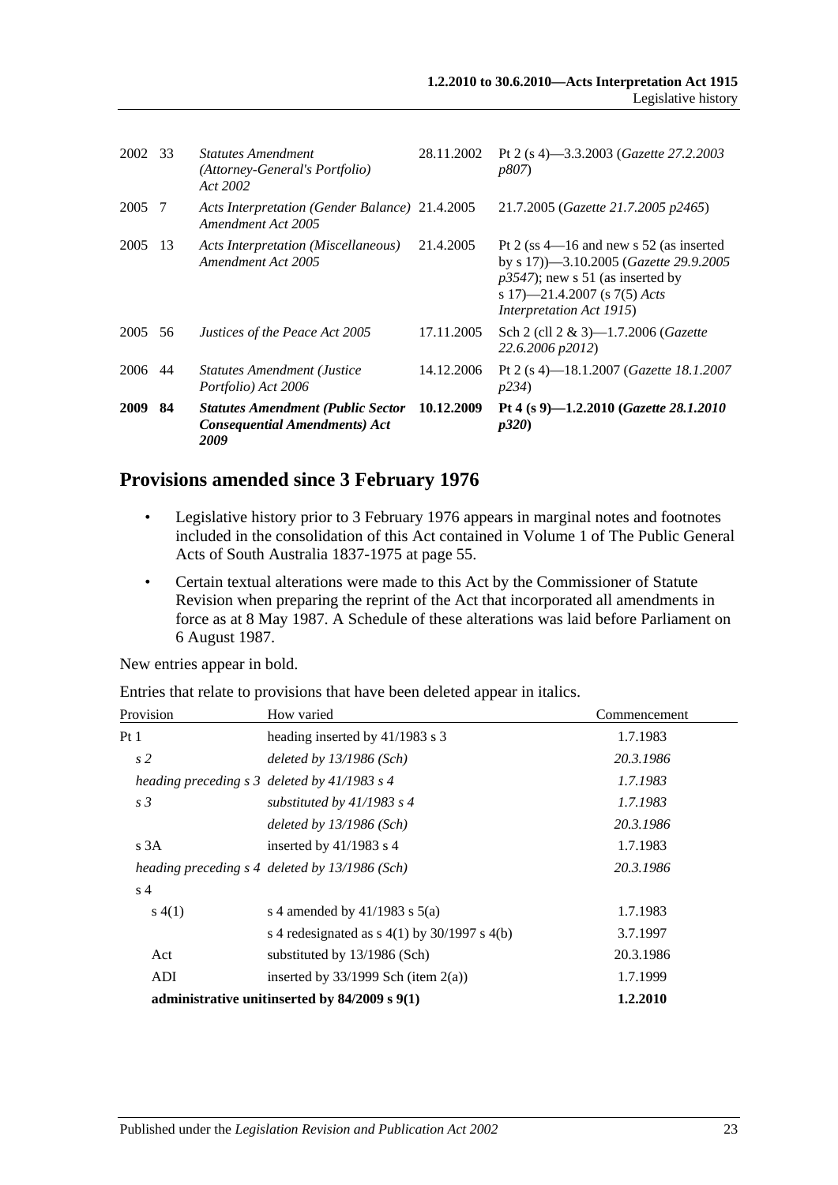| | | | | |
|---|---|---|---|---|
| 2002 | 33 | *Statutes Amendment (Attorney-General's Portfolio) Act 2002* | 28.11.2002 | Pt 2 (s 4)—3.3.2003 (*Gazette 27.2.2003 p807*) |
| 2005 | 7 | *Acts Interpretation (Gender Balance) Amendment Act 2005* | 21.4.2005 | 21.7.2005 (*Gazette 21.7.2005 p2465*) |
| 2005 | 13 | *Acts Interpretation (Miscellaneous) Amendment Act 2005* | 21.4.2005 | Pt 2 (ss 4—16 and new s 52 (as inserted by s 17))—3.10.2005 (*Gazette 29.9.2005 p3547*); new s 51 (as inserted by s 17)—21.4.2007 (s 7(5) *Acts Interpretation Act 1915*) |
| 2005 | 56 | *Justices of the Peace Act 2005* | 17.11.2005 | Sch 2 (cll 2 & 3)—1.7.2006 (*Gazette 22.6.2006 p2012*) |
| 2006 | 44 | *Statutes Amendment (Justice Portfolio) Act 2006* | 14.12.2006 | Pt 2 (s 4)—18.1.2007 (*Gazette 18.1.2007 p234*) |
| **2009** | **84** | ***Statutes Amendment (Public Sector Consequential Amendments) Act 2009*** | **10.12.2009** | **Pt 4 (s 9)—1.2.2010 (*Gazette 28.1.2010 p320*)** |

## Provisions amended since 3 February 1976

- Legislative history prior to 3 February 1976 appears in marginal notes and footnotes included in the consolidation of this Act contained in Volume 1 of The Public General Acts of South Australia 1837-1975 at page 55.
- Certain textual alterations were made to this Act by the Commissioner of Statute Revision when preparing the reprint of the Act that incorporated all amendments in force as at 8 May 1987. A Schedule of these alterations was laid before Parliament on 6 August 1987.

New entries appear in bold.

Entries that relate to provisions that have been deleted appear in italics.

| Provision | How varied | Commencement |
|---|---|---|
| Pt 1 | heading inserted by 41/1983 s 3 | 1.7.1983 |
| *s 2* | *deleted by 13/1986 (Sch)* | *20.3.1986* |
| *heading preceding s 3* | *deleted by 41/1983 s 4* | *1.7.1983* |
| *s 3* | *substituted by 41/1983 s 4* | *1.7.1983* |
| | *deleted by 13/1986 (Sch)* | *20.3.1986* |
| s 3A | inserted by 41/1983 s 4 | 1.7.1983 |
| *heading preceding s 4* | *deleted by 13/1986 (Sch)* | *20.3.1986* |
| s 4 | | |
| s 4(1) | s 4 amended by 41/1983 s 5(a) | 1.7.1983 |
| | s 4 redesignated as s 4(1) by 30/1997 s 4(b) | 3.7.1997 |
| Act | substituted by 13/1986 (Sch) | 20.3.1986 |
| ADI | inserted by 33/1999 Sch (item 2(a)) | 1.7.1999 |
| **administrative unit** | **inserted by 84/2009 s 9(1)** | **1.2.2010** |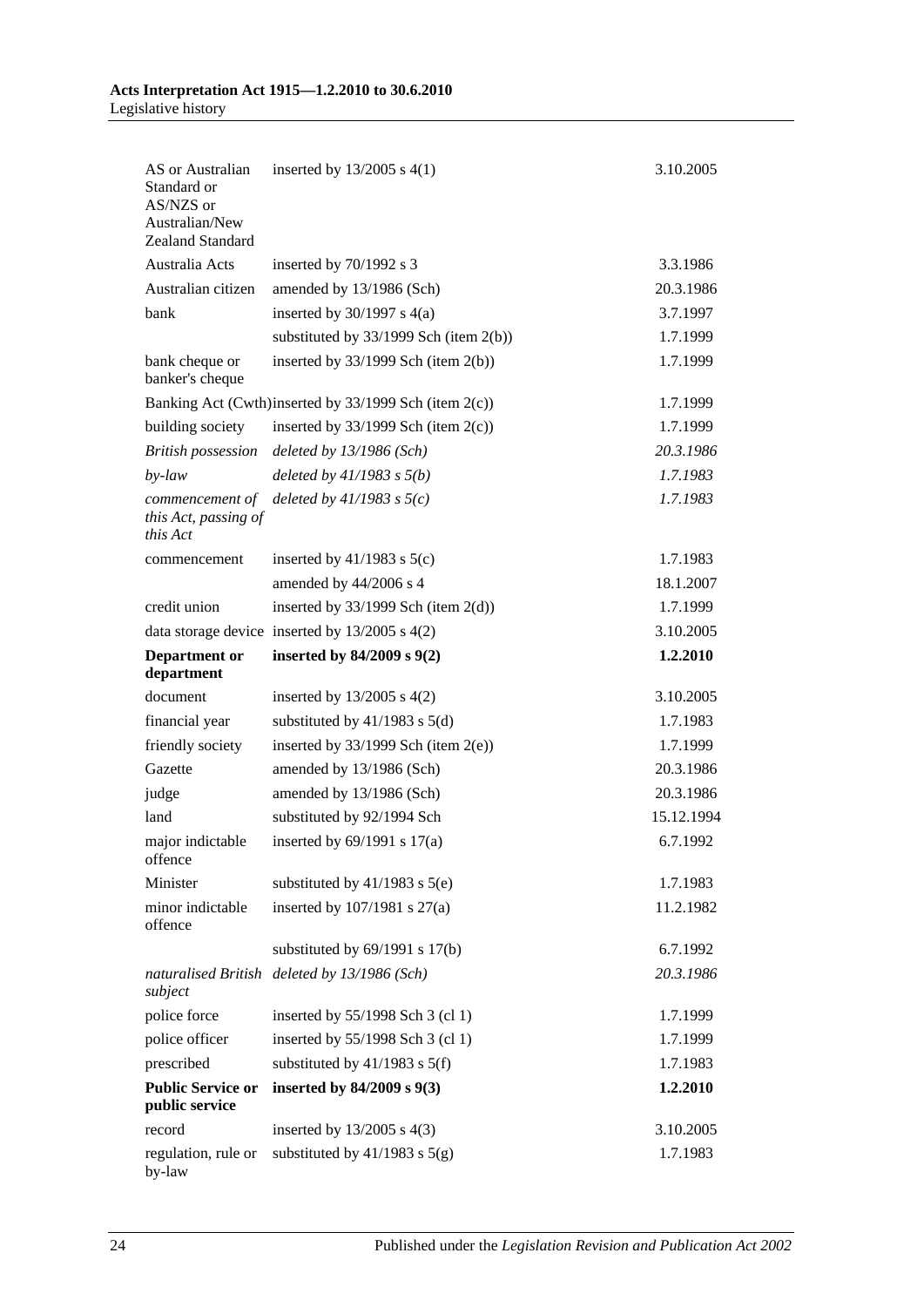| | | |
|---|---|---|
| AS or Australian Standard or AS/NZS or Australian/New Zealand Standard | inserted by 13/2005 s 4(1) | 3.10.2005 |
| Australia Acts | inserted by 70/1992 s 3 | 3.3.1986 |
| Australian citizen | amended by 13/1986 (Sch) | 20.3.1986 |
| bank | inserted by 30/1997 s 4(a) | 3.7.1997 |
| | substituted by 33/1999 Sch (item 2(b)) | 1.7.1999 |
| bank cheque or banker's cheque | inserted by 33/1999 Sch (item 2(b)) | 1.7.1999 |
| Banking Act (Cwth) | inserted by 33/1999 Sch (item 2(c)) | 1.7.1999 |
| building society | inserted by 33/1999 Sch (item 2(c)) | 1.7.1999 |
| *British possession* | *deleted by 13/1986 (Sch)* | *20.3.1986* |
| *by-law* | *deleted by 41/1983 s 5(b)* | *1.7.1983* |
| *commencement of this Act, passing of this Act* | *deleted by 41/1983 s 5(c)* | *1.7.1983* |
| commencement | inserted by 41/1983 s 5(c) | 1.7.1983 |
| | amended by 44/2006 s 4 | 18.1.2007 |
| credit union | inserted by 33/1999 Sch (item 2(d)) | 1.7.1999 |
| data storage device | inserted by 13/2005 s 4(2) | 3.10.2005 |
| **Department or department** | **inserted by 84/2009 s 9(2)** | **1.2.2010** |
| document | inserted by 13/2005 s 4(2) | 3.10.2005 |
| financial year | substituted by 41/1983 s 5(d) | 1.7.1983 |
| friendly society | inserted by 33/1999 Sch (item 2(e)) | 1.7.1999 |
| Gazette | amended by 13/1986 (Sch) | 20.3.1986 |
| judge | amended by 13/1986 (Sch) | 20.3.1986 |
| land | substituted by 92/1994 Sch | 15.12.1994 |
| major indictable offence | inserted by 69/1991 s 17(a) | 6.7.1992 |
| Minister | substituted by 41/1983 s 5(e) | 1.7.1983 |
| minor indictable offence | inserted by 107/1981 s 27(a) | 11.2.1982 |
| | substituted by 69/1991 s 17(b) | 6.7.1992 |
| *naturalised British subject* | *deleted by 13/1986 (Sch)* | *20.3.1986* |
| police force | inserted by 55/1998 Sch 3 (cl 1) | 1.7.1999 |
| police officer | inserted by 55/1998 Sch 3 (cl 1) | 1.7.1999 |
| prescribed | substituted by 41/1983 s 5(f) | 1.7.1983 |
| **Public Service or public service** | **inserted by 84/2009 s 9(3)** | **1.2.2010** |
| record | inserted by 13/2005 s 4(3) | 3.10.2005 |
| regulation, rule or by-law | substituted by 41/1983 s 5(g) | 1.7.1983 |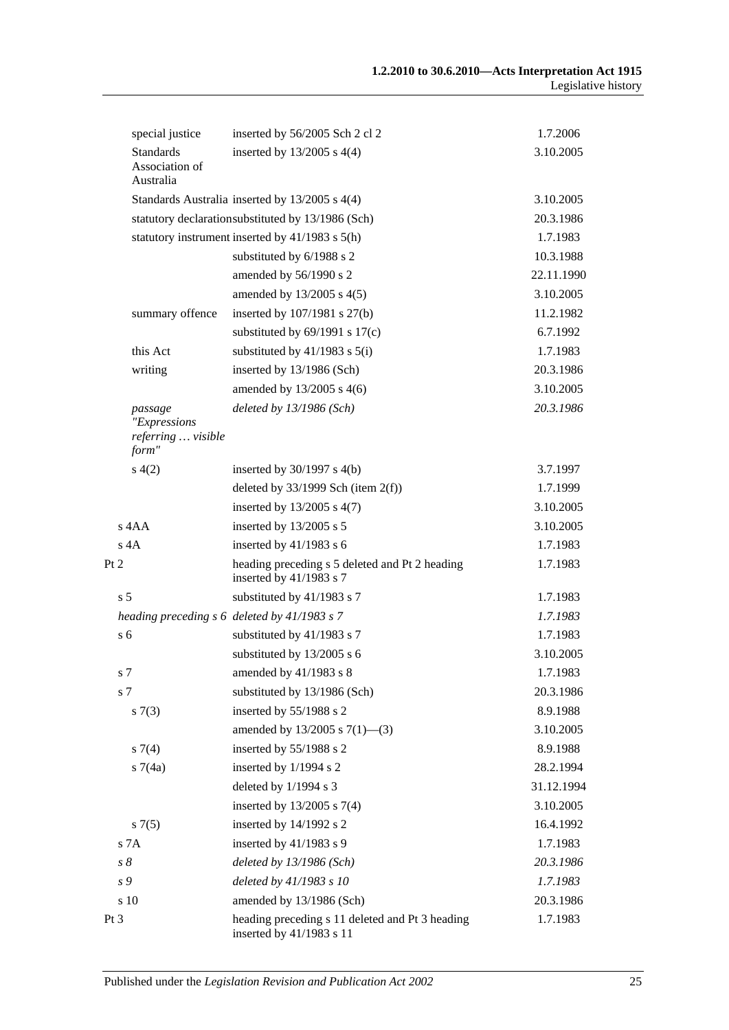| Provision | How varied | Commencement |
|---|---|---|
| special justice | inserted by 56/2005 Sch 2 cl 2 | 1.7.2006 |
| Standards Association of Australia | inserted by 13/2005 s 4(4) | 3.10.2005 |
| Standards Australia | inserted by 13/2005 s 4(4) | 3.10.2005 |
| statutory declaration | substituted by 13/1986 (Sch) | 20.3.1986 |
| statutory instrument | inserted by 41/1983 s 5(h) | 1.7.1983 |
| | substituted by 6/1988 s 2 | 10.3.1988 |
| | amended by 56/1990 s 2 | 22.11.1990 |
| | amended by 13/2005 s 4(5) | 3.10.2005 |
| summary offence | inserted by 107/1981 s 27(b) | 11.2.1982 |
| | substituted by 69/1991 s 17(c) | 6.7.1992 |
| this Act | substituted by 41/1983 s 5(i) | 1.7.1983 |
| writing | inserted by 13/1986 (Sch) | 20.3.1986 |
| | amended by 13/2005 s 4(6) | 3.10.2005 |
| *passage "Expressions referring … visible form"* | *deleted by 13/1986 (Sch)* | *20.3.1986* |
| s 4(2) | inserted by 30/1997 s 4(b) | 3.7.1997 |
| | deleted by 33/1999 Sch (item 2(f)) | 1.7.1999 |
| | inserted by 13/2005 s 4(7) | 3.10.2005 |
| s 4AA | inserted by 13/2005 s 5 | 3.10.2005 |
| s 4A | inserted by 41/1983 s 6 | 1.7.1983 |
| Pt 2 | heading preceding s 5 deleted and Pt 2 heading inserted by 41/1983 s 7 | 1.7.1983 |
| s 5 | substituted by 41/1983 s 7 | 1.7.1983 |
| *heading preceding s 6* | *deleted by 41/1983 s 7* | *1.7.1983* |
| s 6 | substituted by 41/1983 s 7 | 1.7.1983 |
| | substituted by 13/2005 s 6 | 3.10.2005 |
| s 7 | amended by 41/1983 s 8 | 1.7.1983 |
| s 7 | substituted by 13/1986 (Sch) | 20.3.1986 |
| s 7(3) | inserted by 55/1988 s 2 | 8.9.1988 |
| | amended by 13/2005 s 7(1)—(3) | 3.10.2005 |
| s 7(4) | inserted by 55/1988 s 2 | 8.9.1988 |
| s 7(4a) | inserted by 1/1994 s 2 | 28.2.1994 |
| | deleted by 1/1994 s 3 | 31.12.1994 |
| | inserted by 13/2005 s 7(4) | 3.10.2005 |
| s 7(5) | inserted by 14/1992 s 2 | 16.4.1992 |
| s 7A | inserted by 41/1983 s 9 | 1.7.1983 |
| *s 8* | *deleted by 13/1986 (Sch)* | *20.3.1986* |
| *s 9* | *deleted by 41/1983 s 10* | *1.7.1983* |
| s 10 | amended by 13/1986 (Sch) | 20.3.1986 |
| Pt 3 | heading preceding s 11 deleted and Pt 3 heading inserted by 41/1983 s 11 | 1.7.1983 |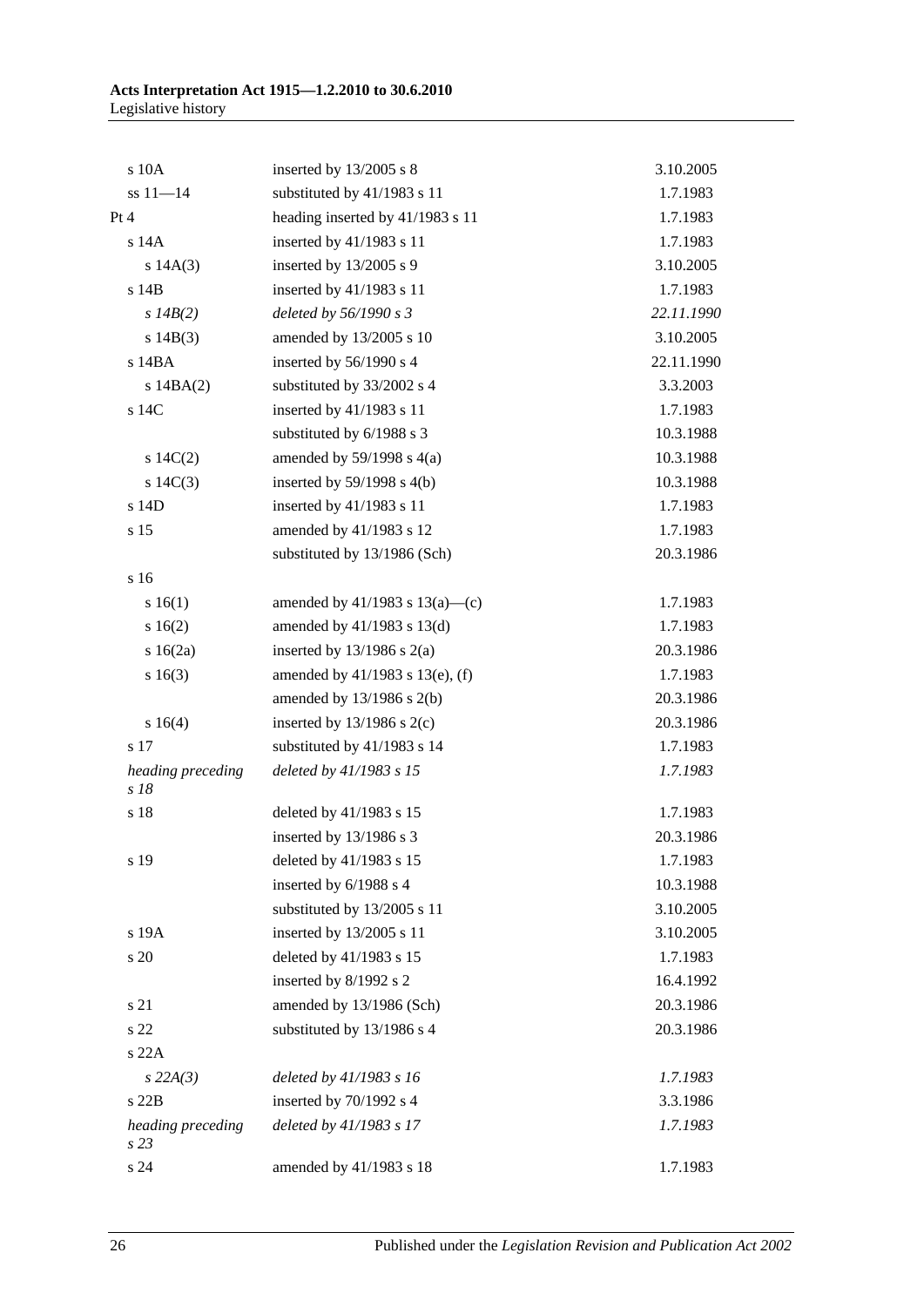| | | |
|---|---|---|
| s 10A | inserted by 13/2005 s 8 | 3.10.2005 |
| ss 11—14 | substituted by 41/1983 s 11 | 1.7.1983 |
| Pt 4 | heading inserted by 41/1983 s 11 | 1.7.1983 |
| s 14A | inserted by 41/1983 s 11 | 1.7.1983 |
| s 14A(3) | inserted by 13/2005 s 9 | 3.10.2005 |
| s 14B | inserted by 41/1983 s 11 | 1.7.1983 |
| *s 14B(2)* | *deleted by 56/1990 s 3* | *22.11.1990* |
| s 14B(3) | amended by 13/2005 s 10 | 3.10.2005 |
| s 14BA | inserted by 56/1990 s 4 | 22.11.1990 |
| s 14BA(2) | substituted by 33/2002 s 4 | 3.3.2003 |
| s 14C | inserted by 41/1983 s 11 | 1.7.1983 |
| | substituted by 6/1988 s 3 | 10.3.1988 |
| s 14C(2) | amended by 59/1998 s 4(a) | 10.3.1988 |
| s 14C(3) | inserted by 59/1998 s 4(b) | 10.3.1988 |
| s 14D | inserted by 41/1983 s 11 | 1.7.1983 |
| s 15 | amended by 41/1983 s 12 | 1.7.1983 |
| | substituted by 13/1986 (Sch) | 20.3.1986 |
| s 16 | | |
| s 16(1) | amended by 41/1983 s 13(a)—(c) | 1.7.1983 |
| s 16(2) | amended by 41/1983 s 13(d) | 1.7.1983 |
| s 16(2a) | inserted by 13/1986 s 2(a) | 20.3.1986 |
| s 16(3) | amended by 41/1983 s 13(e), (f) | 1.7.1983 |
| | amended by 13/1986 s 2(b) | 20.3.1986 |
| s 16(4) | inserted by 13/1986 s 2(c) | 20.3.1986 |
| s 17 | substituted by 41/1983 s 14 | 1.7.1983 |
| *heading preceding s 18* | *deleted by 41/1983 s 15* | *1.7.1983* |
| s 18 | deleted by 41/1983 s 15 | 1.7.1983 |
| | inserted by 13/1986 s 3 | 20.3.1986 |
| s 19 | deleted by 41/1983 s 15 | 1.7.1983 |
| | inserted by 6/1988 s 4 | 10.3.1988 |
| | substituted by 13/2005 s 11 | 3.10.2005 |
| s 19A | inserted by 13/2005 s 11 | 3.10.2005 |
| s 20 | deleted by 41/1983 s 15 | 1.7.1983 |
| | inserted by 8/1992 s 2 | 16.4.1992 |
| s 21 | amended by 13/1986 (Sch) | 20.3.1986 |
| s 22 | substituted by 13/1986 s 4 | 20.3.1986 |
| s 22A | | |
| *s 22A(3)* | *deleted by 41/1983 s 16* | *1.7.1983* |
| s 22B | inserted by 70/1992 s 4 | 3.3.1986 |
| *heading preceding s 23* | *deleted by 41/1983 s 17* | *1.7.1983* |
| s 24 | amended by 41/1983 s 18 | 1.7.1983 |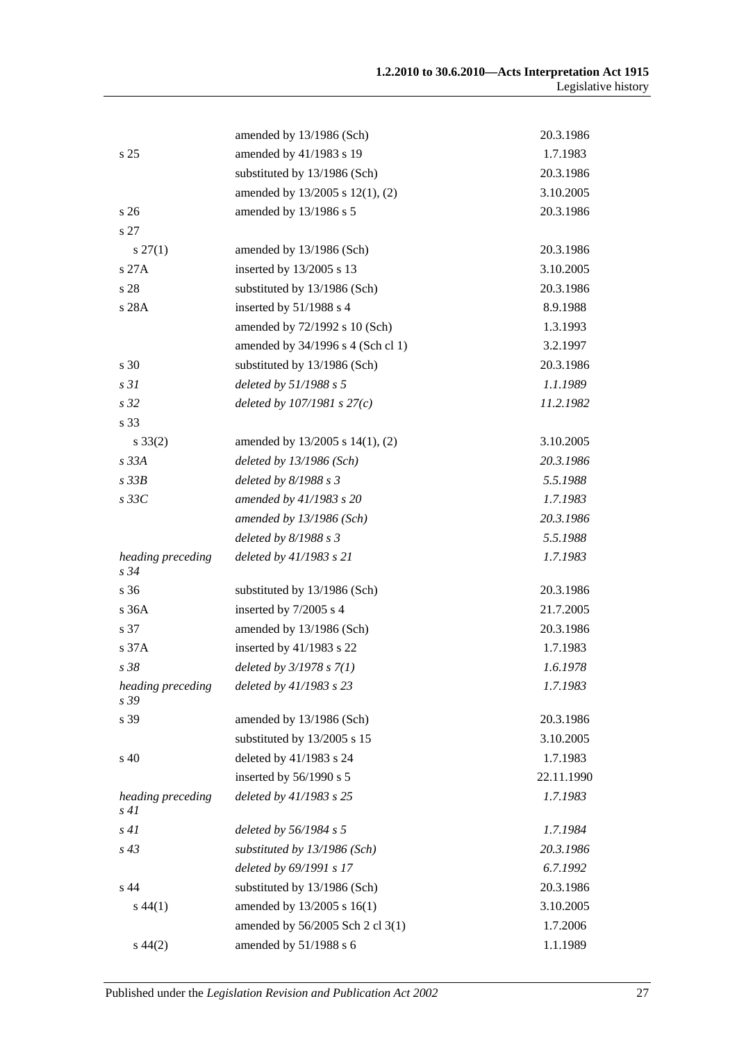| | | |
|---|---|---|
| | amended by 13/1986 (Sch) | 20.3.1986 |
| s 25 | amended by 41/1983 s 19 | 1.7.1983 |
| | substituted by 13/1986 (Sch) | 20.3.1986 |
| | amended by 13/2005 s 12(1), (2) | 3.10.2005 |
| s 26 | amended by 13/1986 s 5 | 20.3.1986 |
| s 27 | | |
| s 27(1) | amended by 13/1986 (Sch) | 20.3.1986 |
| s 27A | inserted by 13/2005 s 13 | 3.10.2005 |
| s 28 | substituted by 13/1986 (Sch) | 20.3.1986 |
| s 28A | inserted by 51/1988 s 4 | 8.9.1988 |
| | amended by 72/1992 s 10 (Sch) | 1.3.1993 |
| | amended by 34/1996 s 4 (Sch cl 1) | 3.2.1997 |
| s 30 | substituted by 13/1986 (Sch) | 20.3.1986 |
| *s 31* | *deleted by 51/1988 s 5* | *1.1.1989* |
| *s 32* | *deleted by 107/1981 s 27(c)* | *11.2.1982* |
| s 33 | | |
| s 33(2) | amended by 13/2005 s 14(1), (2) | 3.10.2005 |
| *s 33A* | *deleted by 13/1986 (Sch)* | *20.3.1986* |
| *s 33B* | *deleted by 8/1988 s 3* | *5.5.1988* |
| *s 33C* | *amended by 41/1983 s 20* | *1.7.1983* |
| | *amended by 13/1986 (Sch)* | *20.3.1986* |
| | *deleted by 8/1988 s 3* | *5.5.1988* |
| *heading preceding s 34* | *deleted by 41/1983 s 21* | *1.7.1983* |
| s 36 | substituted by 13/1986 (Sch) | 20.3.1986 |
| s 36A | inserted by 7/2005 s 4 | 21.7.2005 |
| s 37 | amended by 13/1986 (Sch) | 20.3.1986 |
| s 37A | inserted by 41/1983 s 22 | 1.7.1983 |
| *s 38* | *deleted by 3/1978 s 7(1)* | *1.6.1978* |
| *heading preceding s 39* | *deleted by 41/1983 s 23* | *1.7.1983* |
| s 39 | amended by 13/1986 (Sch) | 20.3.1986 |
| | substituted by 13/2005 s 15 | 3.10.2005 |
| s 40 | deleted by 41/1983 s 24 | 1.7.1983 |
| | inserted by 56/1990 s 5 | 22.11.1990 |
| *heading preceding s 41* | *deleted by 41/1983 s 25* | *1.7.1983* |
| *s 41* | *deleted by 56/1984 s 5* | *1.7.1984* |
| *s 43* | *substituted by 13/1986 (Sch)* | *20.3.1986* |
| | *deleted by 69/1991 s 17* | *6.7.1992* |
| s 44 | substituted by 13/1986 (Sch) | 20.3.1986 |
| s 44(1) | amended by 13/2005 s 16(1) | 3.10.2005 |
| | amended by 56/2005 Sch 2 cl 3(1) | 1.7.2006 |
| s 44(2) | amended by 51/1988 s 6 | 1.1.1989 |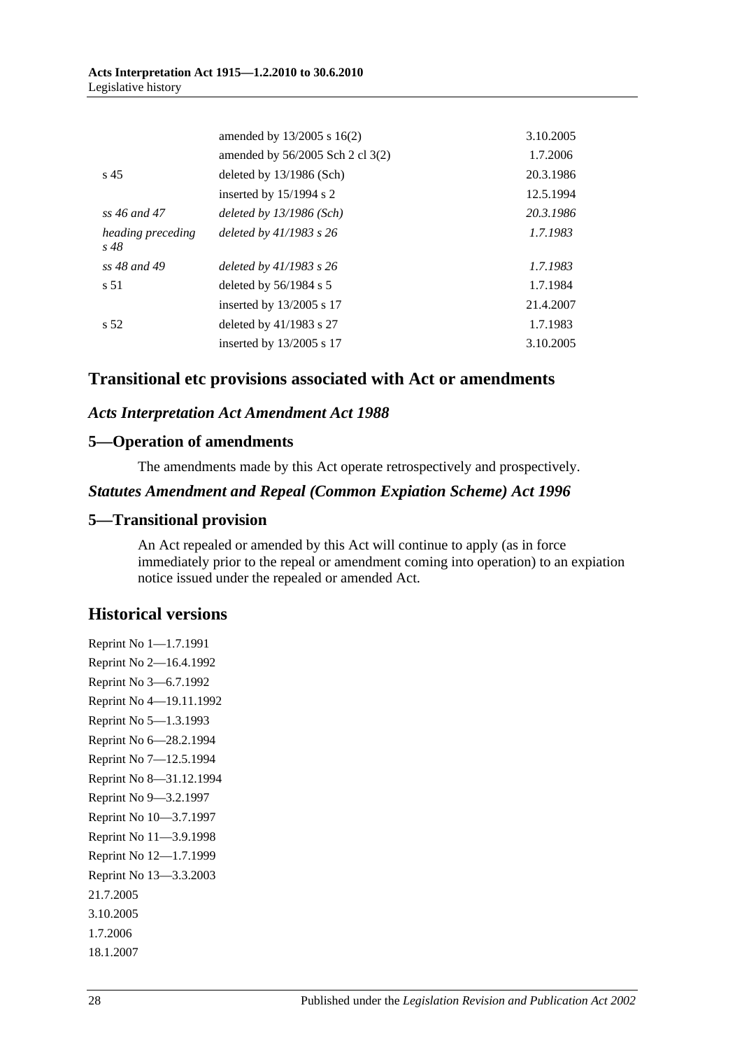| | | |
|---|---|---|
| | amended by 13/2005 s 16(2) | 3.10.2005 |
| | amended by 56/2005 Sch 2 cl 3(2) | 1.7.2006 |
| s 45 | deleted by 13/1986 (Sch) | 20.3.1986 |
| | inserted by 15/1994 s 2 | 12.5.1994 |
| *ss 46 and 47* | *deleted by 13/1986 (Sch)* | *20.3.1986* |
| *heading preceding s 48* | *deleted by 41/1983 s 26* | *1.7.1983* |
| *ss 48 and 49* | *deleted by 41/1983 s 26* | *1.7.1983* |
| s 51 | deleted by 56/1984 s 5 | 1.7.1984 |
| | inserted by 13/2005 s 17 | 21.4.2007 |
| s 52 | deleted by 41/1983 s 27 | 1.7.1983 |
| | inserted by 13/2005 s 17 | 3.10.2005 |

## Transitional etc provisions associated with Act or amendments

### *Acts Interpretation Act Amendment Act 1988*

### 5—Operation of amendments

The amendments made by this Act operate retrospectively and prospectively.

### *Statutes Amendment and Repeal (Common Expiation Scheme) Act 1996*

### 5—Transitional provision

An Act repealed or amended by this Act will continue to apply (as in force immediately prior to the repeal or amendment coming into operation) to an expiation notice issued under the repealed or amended Act.

## Historical versions

Reprint No 1—1.7.1991
Reprint No 2—16.4.1992
Reprint No 3—6.7.1992
Reprint No 4—19.11.1992
Reprint No 5—1.3.1993
Reprint No 6—28.2.1994
Reprint No 7—12.5.1994
Reprint No 8—31.12.1994
Reprint No 9—3.2.1997
Reprint No 10—3.7.1997
Reprint No 11—3.9.1998
Reprint No 12—1.7.1999
Reprint No 13—3.3.2003
21.7.2005
3.10.2005
1.7.2006
18.1.2007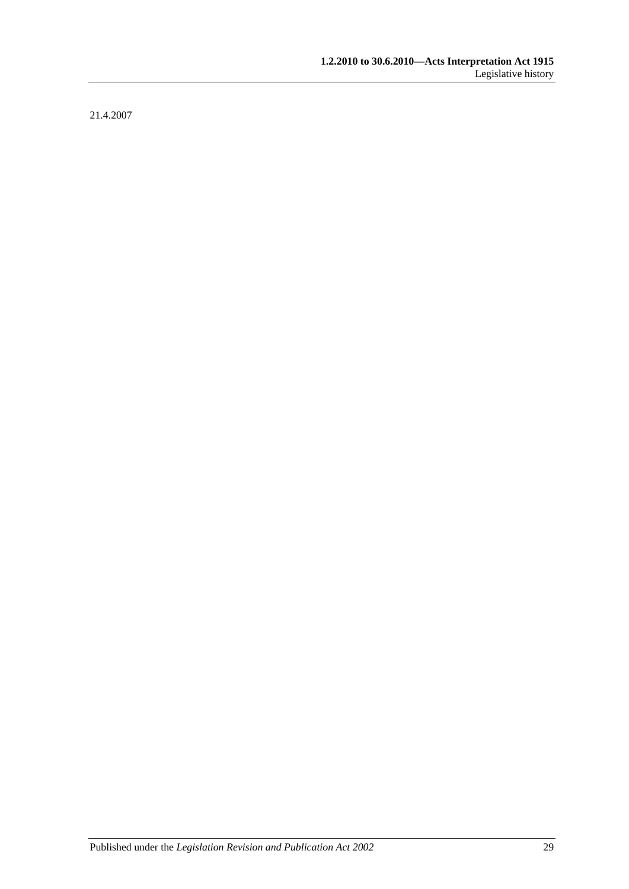21.4.2007